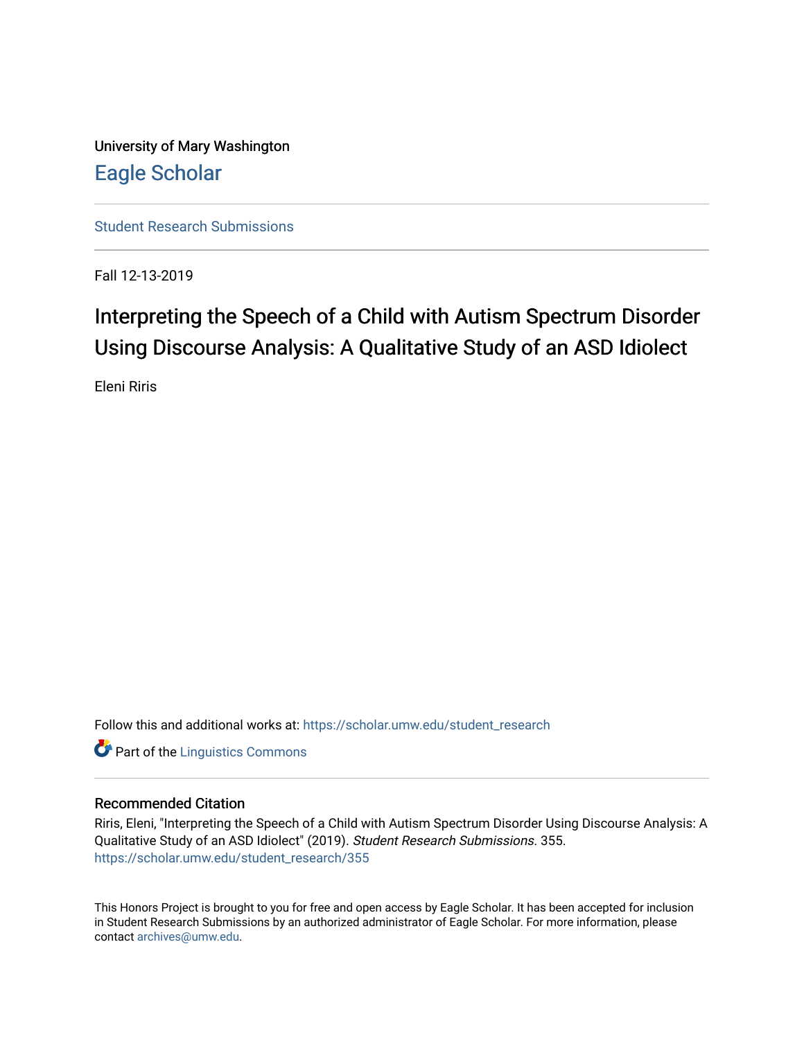University of Mary Washington

Eagle Scholar

Student Research Submissions

Fall 12-13-2019

# Interpreting the Speech of a Child with Autism Spectrum Disorder Using Discourse Analysis: A Qualitative Study of an ASD Idiolect

Eleni Riris

Follow this and additional works at: https://scholar.umw.edu/student_research

Part of the Linguistics Commons

## Recommended Citation

Riris, Eleni, "Interpreting the Speech of a Child with Autism Spectrum Disorder Using Discourse Analysis: A Qualitative Study of an ASD Idiolect" (2019). *Student Research Submissions*. 355.
https://scholar.umw.edu/student_research/355

This Honors Project is brought to you for free and open access by Eagle Scholar. It has been accepted for inclusion in Student Research Submissions by an authorized administrator of Eagle Scholar. For more information, please contact archives@umw.edu.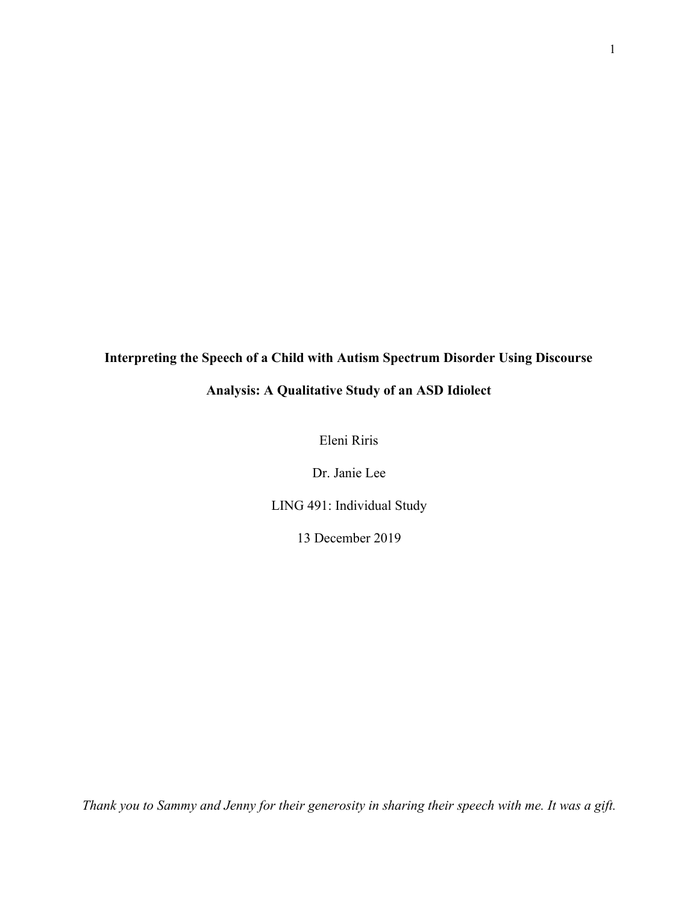**Interpreting the Speech of a Child with Autism Spectrum Disorder Using Discourse Analysis: A Qualitative Study of an ASD Idiolect**

Eleni Riris

Dr. Janie Lee

LING 491: Individual Study

13 December 2019

*Thank you to Sammy and Jenny for their generosity in sharing their speech with me. It was a gift.*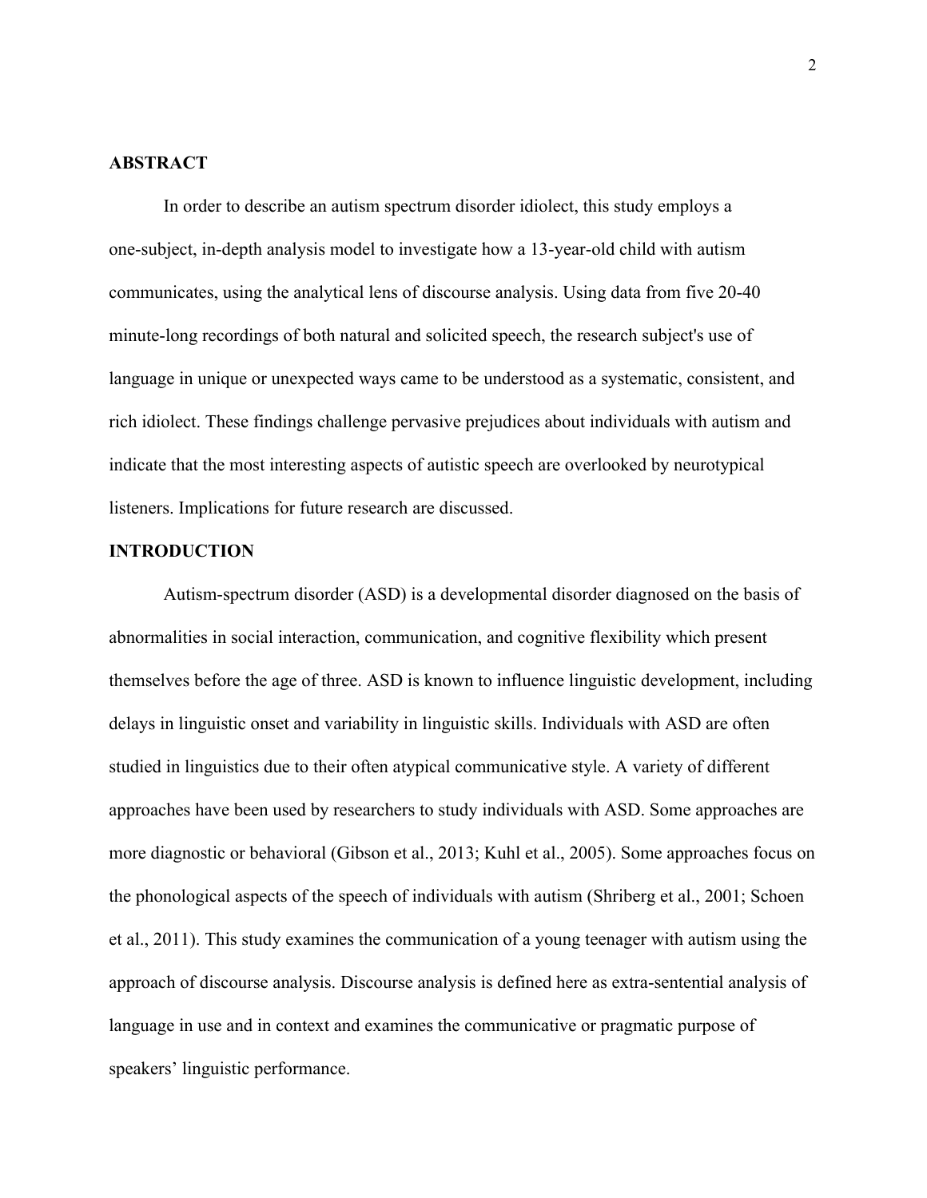## ABSTRACT

In order to describe an autism spectrum disorder idiolect, this study employs a one-subject, in-depth analysis model to investigate how a 13-year-old child with autism communicates, using the analytical lens of discourse analysis. Using data from five 20-40 minute-long recordings of both natural and solicited speech, the research subject's use of language in unique or unexpected ways came to be understood as a systematic, consistent, and rich idiolect. These findings challenge pervasive prejudices about individuals with autism and indicate that the most interesting aspects of autistic speech are overlooked by neurotypical listeners. Implications for future research are discussed.

## INTRODUCTION

Autism-spectrum disorder (ASD) is a developmental disorder diagnosed on the basis of abnormalities in social interaction, communication, and cognitive flexibility which present themselves before the age of three. ASD is known to influence linguistic development, including delays in linguistic onset and variability in linguistic skills. Individuals with ASD are often studied in linguistics due to their often atypical communicative style. A variety of different approaches have been used by researchers to study individuals with ASD. Some approaches are more diagnostic or behavioral (Gibson et al., 2013; Kuhl et al., 2005). Some approaches focus on the phonological aspects of the speech of individuals with autism (Shriberg et al., 2001; Schoen et al., 2011). This study examines the communication of a young teenager with autism using the approach of discourse analysis. Discourse analysis is defined here as extra-sentential analysis of language in use and in context and examines the communicative or pragmatic purpose of speakers' linguistic performance.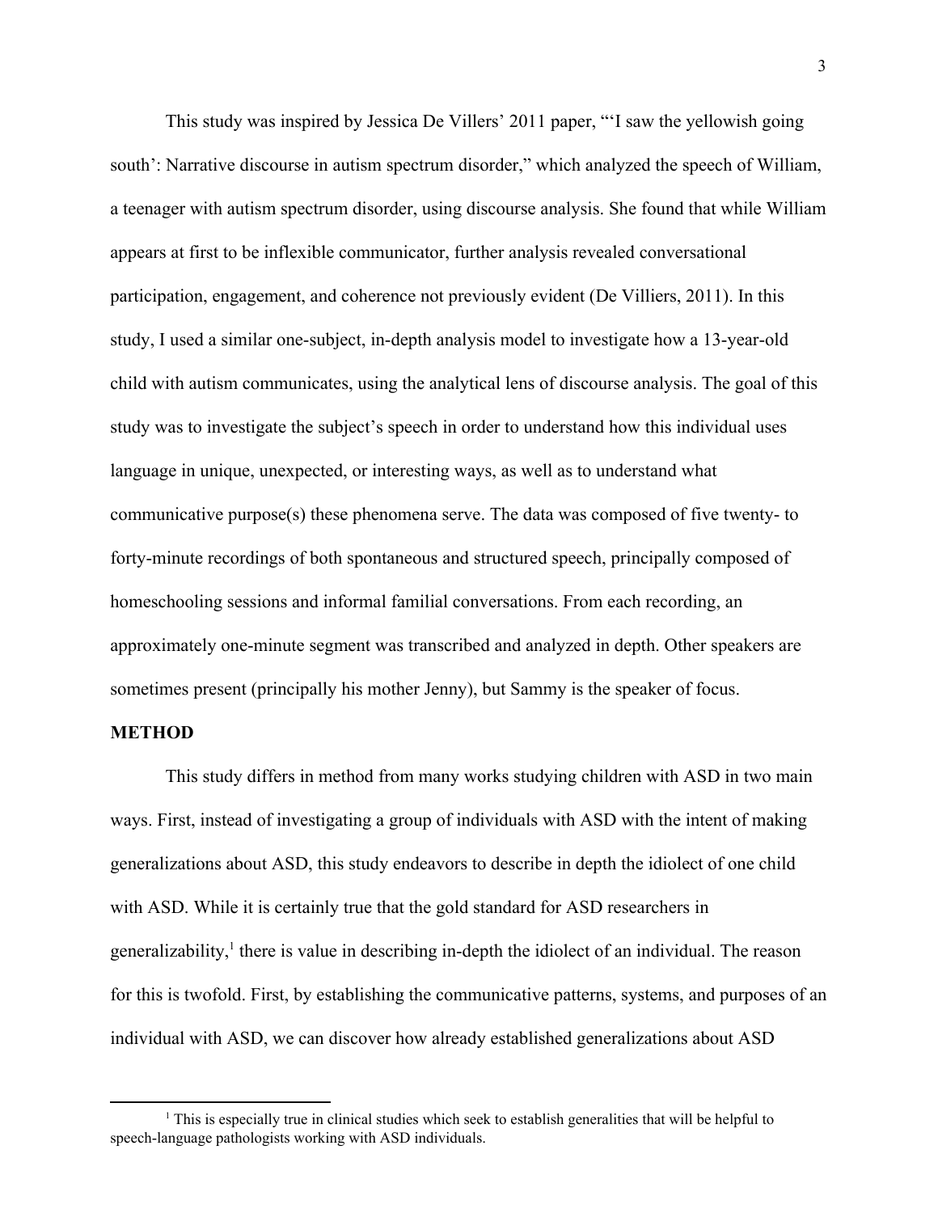This study was inspired by Jessica De Villers' 2011 paper, "'I saw the yellowish going south': Narrative discourse in autism spectrum disorder," which analyzed the speech of William, a teenager with autism spectrum disorder, using discourse analysis. She found that while William appears at first to be inflexible communicator, further analysis revealed conversational participation, engagement, and coherence not previously evident (De Villiers, 2011). In this study, I used a similar one-subject, in-depth analysis model to investigate how a 13-year-old child with autism communicates, using the analytical lens of discourse analysis. The goal of this study was to investigate the subject's speech in order to understand how this individual uses language in unique, unexpected, or interesting ways, as well as to understand what communicative purpose(s) these phenomena serve. The data was composed of five twenty- to forty-minute recordings of both spontaneous and structured speech, principally composed of homeschooling sessions and informal familial conversations. From each recording, an approximately one-minute segment was transcribed and analyzed in depth. Other speakers are sometimes present (principally his mother Jenny), but Sammy is the speaker of focus.

## METHOD

This study differs in method from many works studying children with ASD in two main ways. First, instead of investigating a group of individuals with ASD with the intent of making generalizations about ASD, this study endeavors to describe in depth the idiolect of one child with ASD. While it is certainly true that the gold standard for ASD researchers in generalizability,[1] there is value in describing in-depth the idiolect of an individual. The reason for this is twofold. First, by establishing the communicative patterns, systems, and purposes of an individual with ASD, we can discover how already established generalizations about ASD

---

[1] This is especially true in clinical studies which seek to establish generalities that will be helpful to speech-language pathologists working with ASD individuals.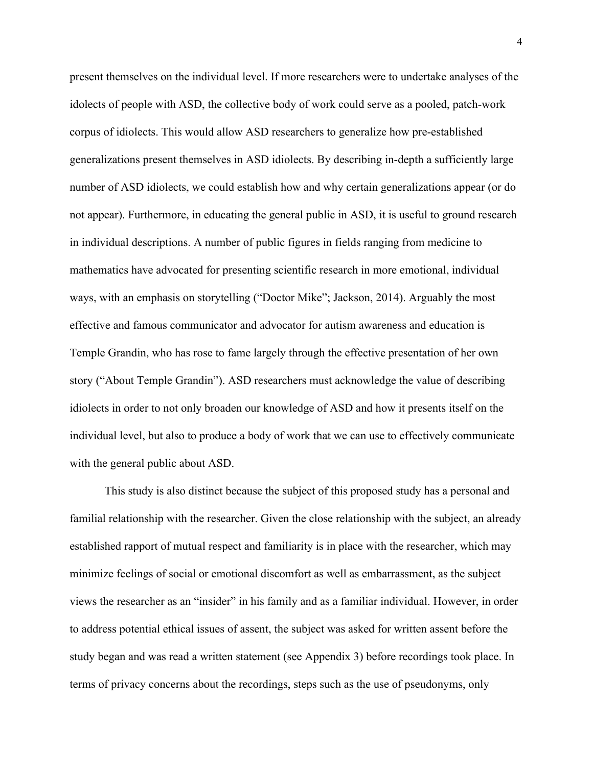present themselves on the individual level. If more researchers were to undertake analyses of the idolects of people with ASD, the collective body of work could serve as a pooled, patch-work corpus of idiolects. This would allow ASD researchers to generalize how pre-established generalizations present themselves in ASD idiolects. By describing in-depth a sufficiently large number of ASD idiolects, we could establish how and why certain generalizations appear (or do not appear). Furthermore, in educating the general public in ASD, it is useful to ground research in individual descriptions. A number of public figures in fields ranging from medicine to mathematics have advocated for presenting scientific research in more emotional, individual ways, with an emphasis on storytelling ("Doctor Mike"; Jackson, 2014). Arguably the most effective and famous communicator and advocator for autism awareness and education is Temple Grandin, who has rose to fame largely through the effective presentation of her own story ("About Temple Grandin"). ASD researchers must acknowledge the value of describing idiolects in order to not only broaden our knowledge of ASD and how it presents itself on the individual level, but also to produce a body of work that we can use to effectively communicate with the general public about ASD.

This study is also distinct because the subject of this proposed study has a personal and familial relationship with the researcher. Given the close relationship with the subject, an already established rapport of mutual respect and familiarity is in place with the researcher, which may minimize feelings of social or emotional discomfort as well as embarrassment, as the subject views the researcher as an "insider" in his family and as a familiar individual. However, in order to address potential ethical issues of assent, the subject was asked for written assent before the study began and was read a written statement (see Appendix 3) before recordings took place. In terms of privacy concerns about the recordings, steps such as the use of pseudonyms, only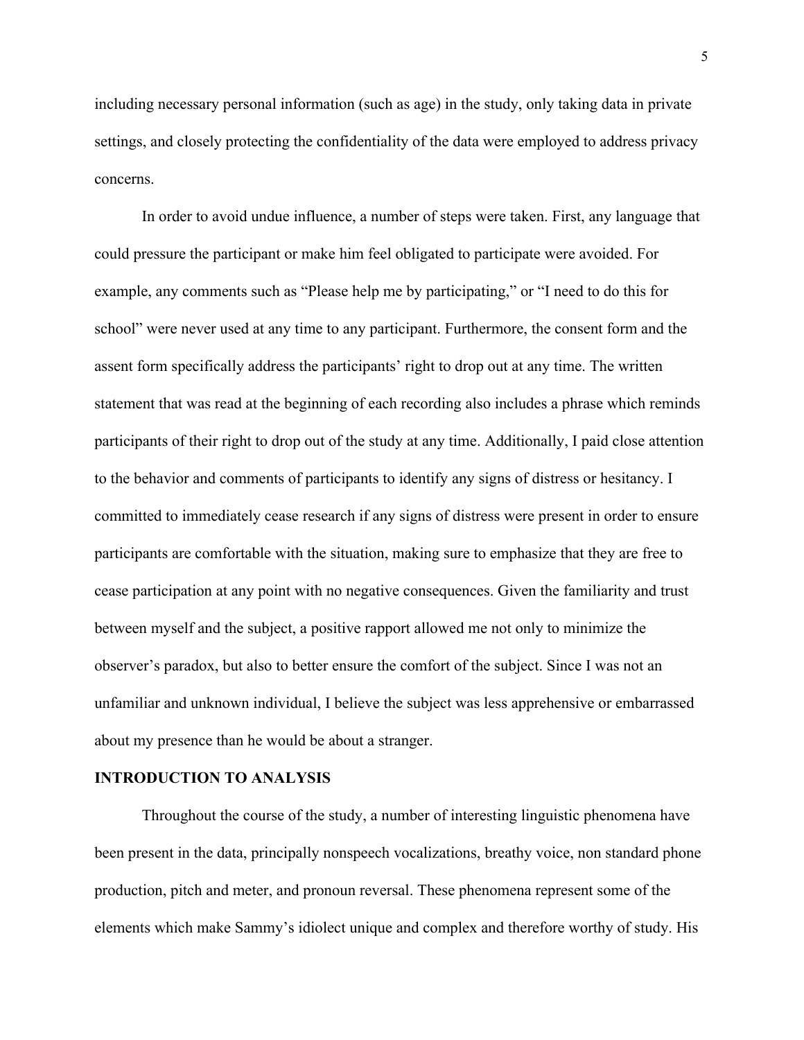including necessary personal information (such as age) in the study, only taking data in private settings, and closely protecting the confidentiality of the data were employed to address privacy concerns.

In order to avoid undue influence, a number of steps were taken. First, any language that could pressure the participant or make him feel obligated to participate were avoided. For example, any comments such as "Please help me by participating," or "I need to do this for school" were never used at any time to any participant. Furthermore, the consent form and the assent form specifically address the participants' right to drop out at any time. The written statement that was read at the beginning of each recording also includes a phrase which reminds participants of their right to drop out of the study at any time. Additionally, I paid close attention to the behavior and comments of participants to identify any signs of distress or hesitancy. I committed to immediately cease research if any signs of distress were present in order to ensure participants are comfortable with the situation, making sure to emphasize that they are free to cease participation at any point with no negative consequences. Given the familiarity and trust between myself and the subject, a positive rapport allowed me not only to minimize the observer's paradox, but also to better ensure the comfort of the subject. Since I was not an unfamiliar and unknown individual, I believe the subject was less apprehensive or embarrassed about my presence than he would be about a stranger.

**INTRODUCTION TO ANALYSIS**

Throughout the course of the study, a number of interesting linguistic phenomena have been present in the data, principally nonspeech vocalizations, breathy voice, non standard phone production, pitch and meter, and pronoun reversal. These phenomena represent some of the elements which make Sammy's idiolect unique and complex and therefore worthy of study. His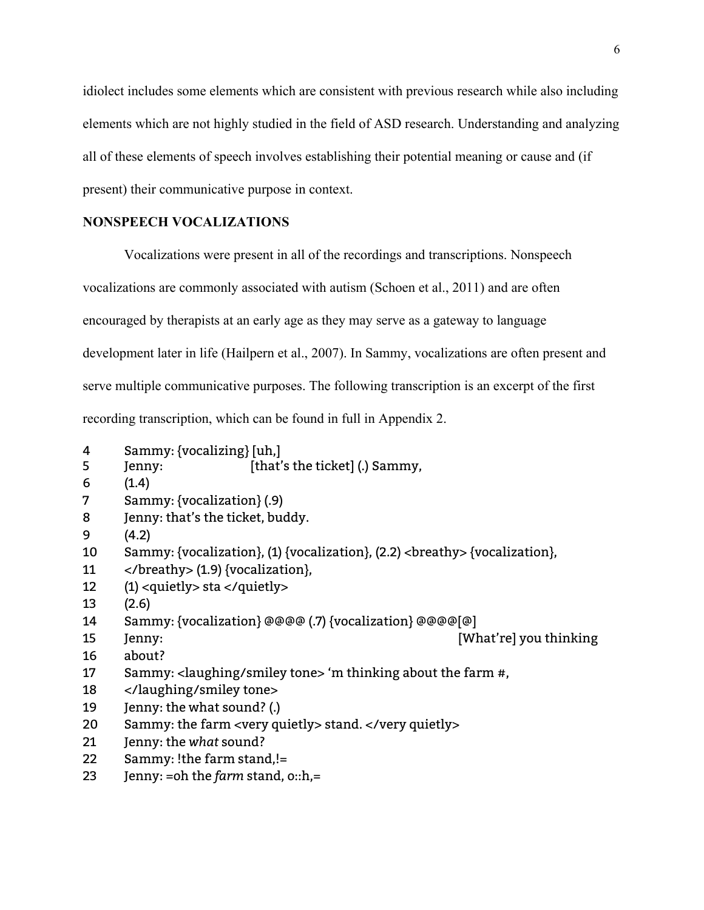idiolect includes some elements which are consistent with previous research while also including elements which are not highly studied in the field of ASD research. Understanding and analyzing all of these elements of speech involves establishing their potential meaning or cause and (if present) their communicative purpose in context.

## NONSPEECH VOCALIZATIONS

Vocalizations were present in all of the recordings and transcriptions. Nonspeech vocalizations are commonly associated with autism (Schoen et al., 2011) and are often encouraged by therapists at an early age as they may serve as a gateway to language development later in life (Hailpern et al., 2007). In Sammy, vocalizations are often present and serve multiple communicative purposes. The following transcription is an excerpt of the first recording transcription, which can be found in full in Appendix 2.

```
4     Sammy: {vocalizing} [uh,]
5     Jenny:                [that's the ticket] (.) Sammy,
6     (1.4)
7     Sammy: {vocalization} (.9)
8     Jenny: that's the ticket, buddy.
9     (4.2)
10    Sammy: {vocalization}, (1) {vocalization}, (2.2) <breathy> {vocalization},
11    </breathy> (1.9) {vocalization},
12    (1) <quietly> sta </quietly>
13    (2.6)
14    Sammy: {vocalization} @@@@ (.7) {vocalization} @@@@[@]
15    Jenny:                                                  [What're] you thinking
16    about?
17    Sammy: <laughing/smiley tone> 'm thinking about the farm #,
18    </laughing/smiley tone>
19    Jenny: the what sound? (.)
20    Sammy: the farm <very quietly> stand. </very quietly>
21    Jenny: the what sound?
22    Sammy: !the farm stand,!=
23    Jenny: =oh the farm stand, o::h,=
```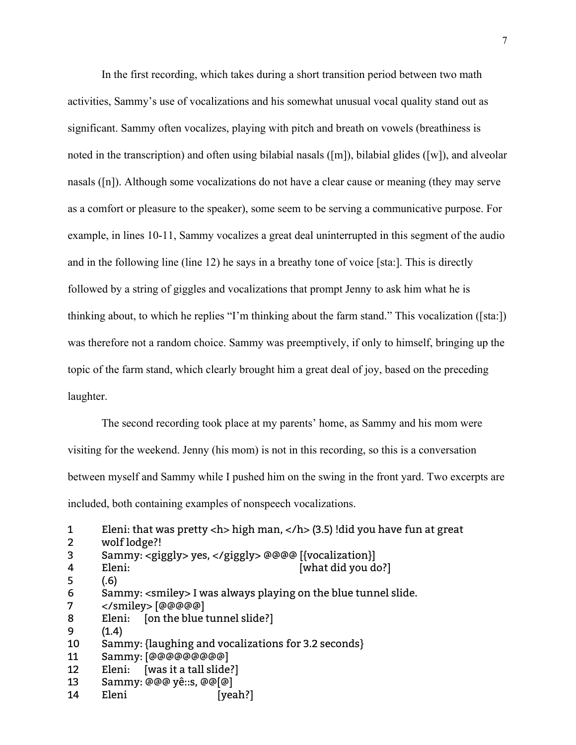In the first recording, which takes during a short transition period between two math activities, Sammy's use of vocalizations and his somewhat unusual vocal quality stand out as significant. Sammy often vocalizes, playing with pitch and breath on vowels (breathiness is noted in the transcription) and often using bilabial nasals ([m]), bilabial glides ([w]), and alveolar nasals ([n]). Although some vocalizations do not have a clear cause or meaning (they may serve as a comfort or pleasure to the speaker), some seem to be serving a communicative purpose. For example, in lines 10-11, Sammy vocalizes a great deal uninterrupted in this segment of the audio and in the following line (line 12) he says in a breathy tone of voice [sta:]. This is directly followed by a string of giggles and vocalizations that prompt Jenny to ask him what he is thinking about, to which he replies "I'm thinking about the farm stand." This vocalization ([sta:]) was therefore not a random choice. Sammy was preemptively, if only to himself, bringing up the topic of the farm stand, which clearly brought him a great deal of joy, based on the preceding laughter.

The second recording took place at my parents' home, as Sammy and his mom were visiting for the weekend. Jenny (his mom) is not in this recording, so this is a conversation between myself and Sammy while I pushed him on the swing in the front yard. Two excerpts are included, both containing examples of nonspeech vocalizations.

```
1	Eleni: that was pretty <h> high man, </h> (3.5) !did you have fun at great
2	wolf lodge?!
3	Sammy: <giggly> yes, </giggly> @@@@ [{vocalization}]
4	Eleni:                                  [what did you do?]
5	(.6)
6	Sammy: <smiley> I was always playing on the blue tunnel slide.
7	</smiley> [@@@@@]
8	Eleni:    [on the blue tunnel slide?]
9	(1.4)
10	Sammy: {laughing and vocalizations for 3.2 seconds}
11	Sammy: [@@@@@@@@@]
12	Eleni:    [was it a tall slide?]
13	Sammy: @@@ yê::s, @@[@]
14	Eleni                    [yeah?]
```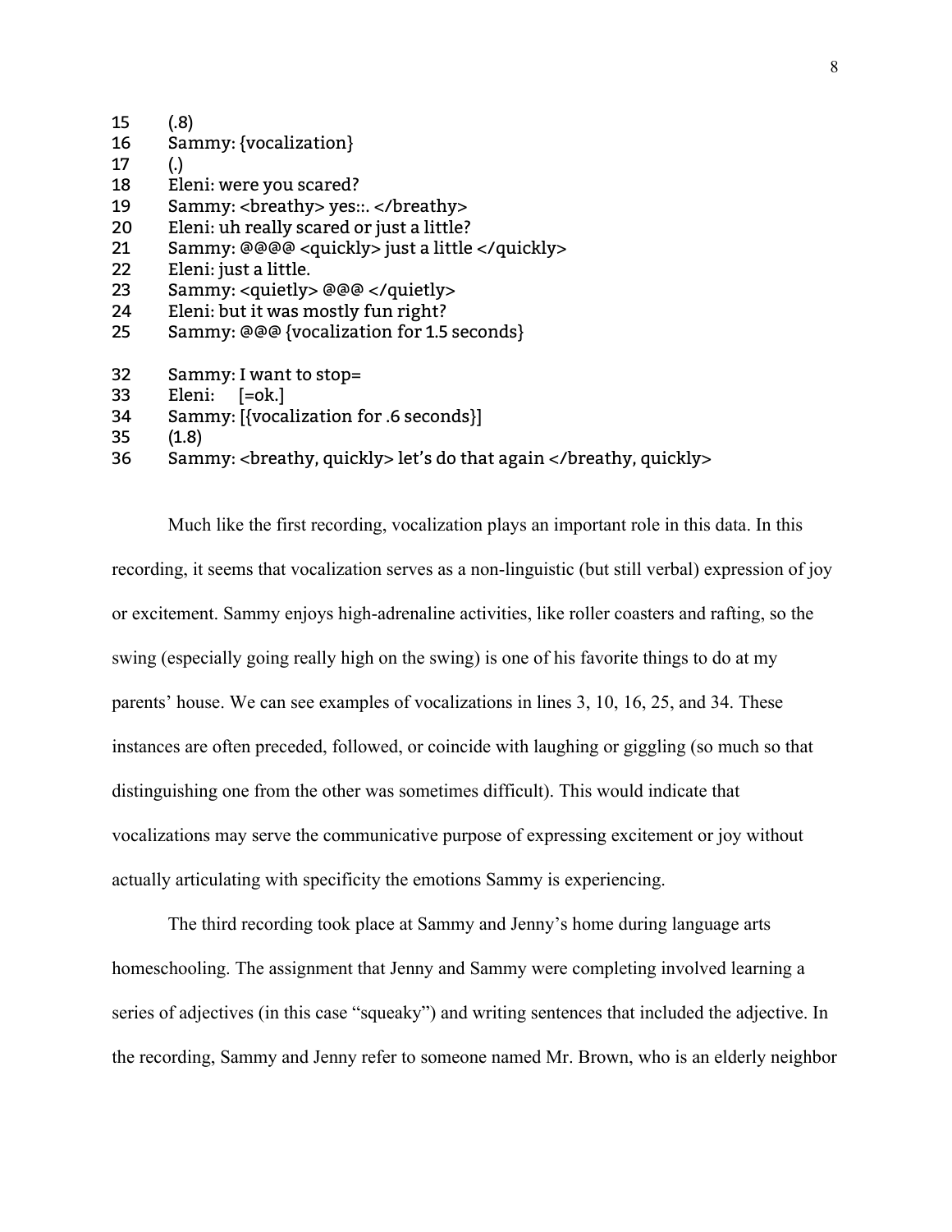```
15      (.8)
16      Sammy: {vocalization}
17      (.)
18      Eleni: were you scared?
19      Sammy: <breathy> yes::. </breathy>
20      Eleni: uh really scared or just a little?
21      Sammy: @@@@ <quickly> just a little </quickly>
22      Eleni: just a little.
23      Sammy: <quietly> @@@ </quietly>
24      Eleni: but it was mostly fun right?
25      Sammy: @@@ {vocalization for 1.5 seconds}

32      Sammy: I want to stop=
33      Eleni:    [=ok.]
34      Sammy: [{vocalization for .6 seconds}]
35      (1.8)
36      Sammy: <breathy, quickly> let's do that again </breathy, quickly>
```

Much like the first recording, vocalization plays an important role in this data. In this recording, it seems that vocalization serves as a non-linguistic (but still verbal) expression of joy or excitement. Sammy enjoys high-adrenaline activities, like roller coasters and rafting, so the swing (especially going really high on the swing) is one of his favorite things to do at my parents' house. We can see examples of vocalizations in lines 3, 10, 16, 25, and 34. These instances are often preceded, followed, or coincide with laughing or giggling (so much so that distinguishing one from the other was sometimes difficult). This would indicate that vocalizations may serve the communicative purpose of expressing excitement or joy without actually articulating with specificity the emotions Sammy is experiencing.

The third recording took place at Sammy and Jenny's home during language arts homeschooling. The assignment that Jenny and Sammy were completing involved learning a series of adjectives (in this case "squeaky") and writing sentences that included the adjective. In the recording, Sammy and Jenny refer to someone named Mr. Brown, who is an elderly neighbor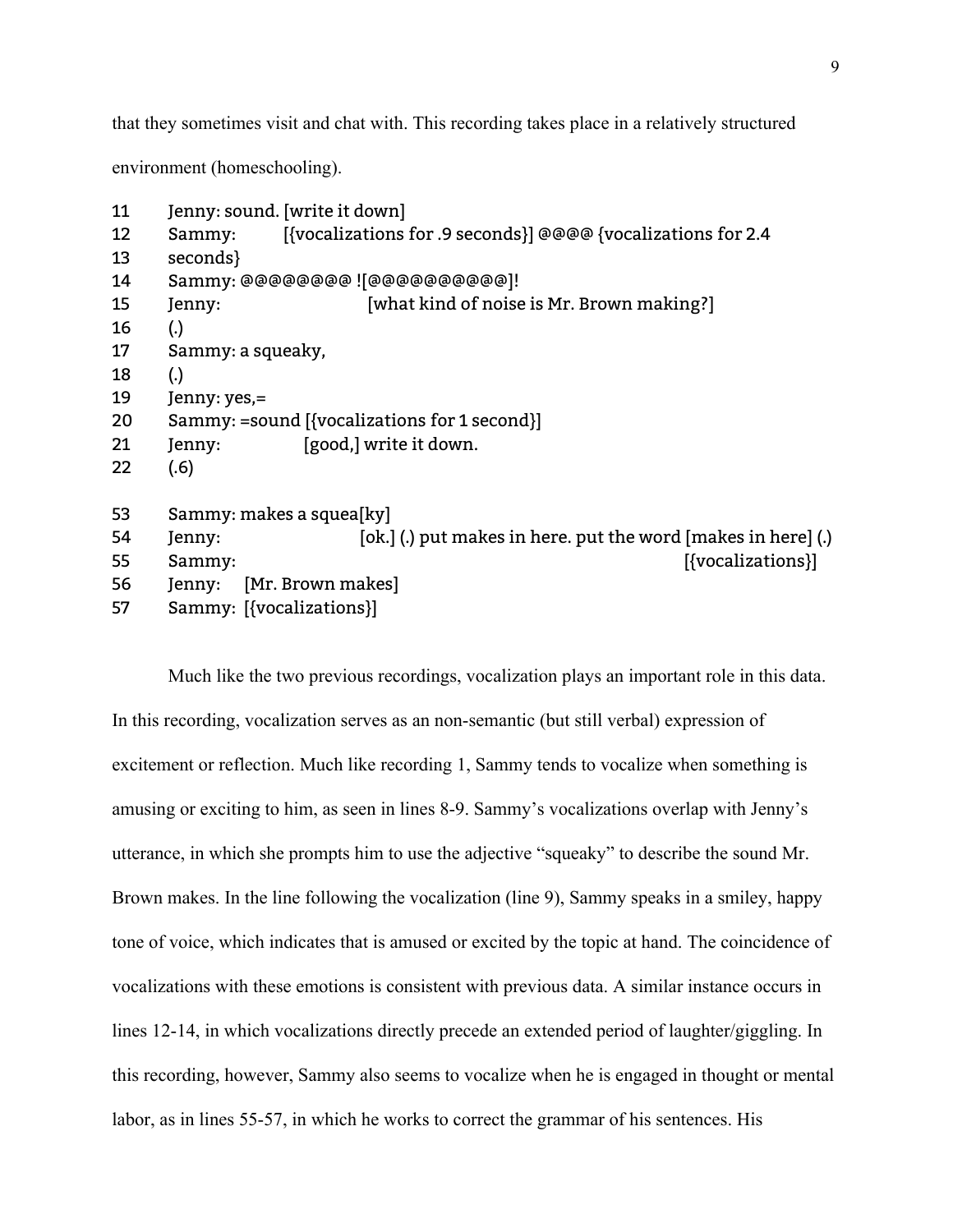that they sometimes visit and chat with. This recording takes place in a relatively structured environment (homeschooling).

```
11    Jenny: sound. [write it down]
12    Sammy:      [{vocalizations for .9 seconds}] @@@@ {vocalizations for 2.4
13    seconds}
14    Sammy: @@@@@@@@ ![@@@@@@@@@@]!
15    Jenny:                  [what kind of noise is Mr. Brown making?]
16    (.)
17    Sammy: a squeaky,
18    (.)
19    Jenny: yes,=
20    Sammy: =sound [{vocalizations for 1 second}]
21    Jenny:           [good,] write it down.
22    (.6)

53    Sammy: makes a squea[ky]
54    Jenny:                  [ok.] (.) put makes in here. put the word [makes in here] (.)
55    Sammy:                                                            [{vocalizations}]
56    Jenny:   [Mr. Brown makes]
57    Sammy:  [{vocalizations}]
```

Much like the two previous recordings, vocalization plays an important role in this data. In this recording, vocalization serves as an non-semantic (but still verbal) expression of excitement or reflection. Much like recording 1, Sammy tends to vocalize when something is amusing or exciting to him, as seen in lines 8-9. Sammy's vocalizations overlap with Jenny's utterance, in which she prompts him to use the adjective "squeaky" to describe the sound Mr. Brown makes. In the line following the vocalization (line 9), Sammy speaks in a smiley, happy tone of voice, which indicates that is amused or excited by the topic at hand. The coincidence of vocalizations with these emotions is consistent with previous data. A similar instance occurs in lines 12-14, in which vocalizations directly precede an extended period of laughter/giggling. In this recording, however, Sammy also seems to vocalize when he is engaged in thought or mental labor, as in lines 55-57, in which he works to correct the grammar of his sentences. His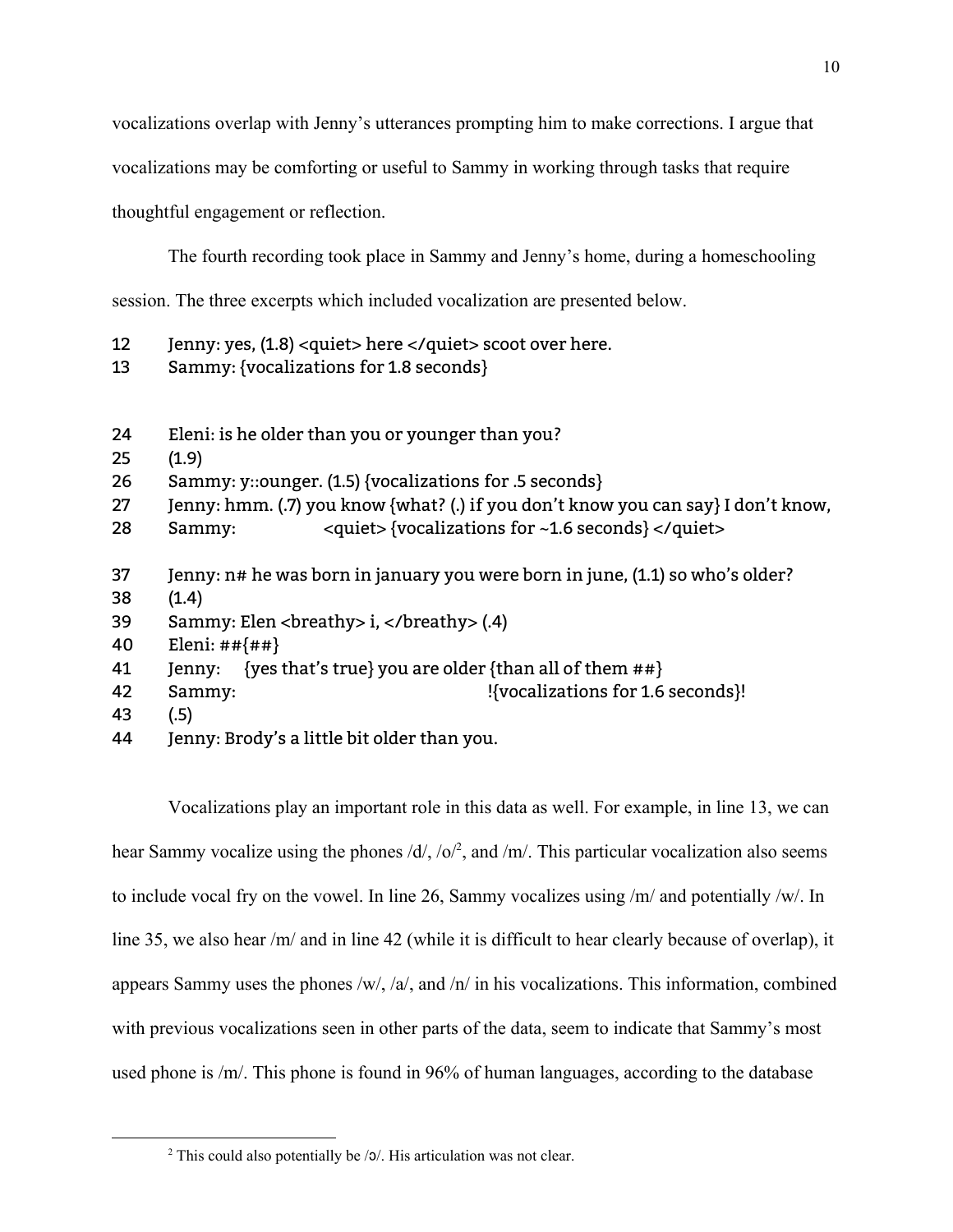vocalizations overlap with Jenny's utterances prompting him to make corrections. I argue that vocalizations may be comforting or useful to Sammy in working through tasks that require thoughtful engagement or reflection.

The fourth recording took place in Sammy and Jenny's home, during a homeschooling session. The three excerpts which included vocalization are presented below.

```
12    Jenny: yes, (1.8) <quiet> here </quiet> scoot over here.
13    Sammy: {vocalizations for 1.8 seconds}


24    Eleni: is he older than you or younger than you?
25    (1.9)
26    Sammy: y::ounger. (1.5) {vocalizations for .5 seconds}
27    Jenny: hmm. (.7) you know {what? (.) if you don't know you can say} I don't know,
28    Sammy:              <quiet> {vocalizations for ~1.6 seconds} </quiet>

37    Jenny: n# he was born in january you were born in june, (1.1) so who's older?
38    (1.4)
39    Sammy: Elen <breathy> i, </breathy> (.4)
40    Eleni: ##{##}
41    Jenny:    {yes that's true} you are older {than all of them ##}
42    Sammy:                                    !{vocalizations for 1.6 seconds}!
43    (.5)
44    Jenny: Brody's a little bit older than you.
```

Vocalizations play an important role in this data as well. For example, in line 13, we can hear Sammy vocalize using the phones /d/, /o/[2], and /m/. This particular vocalization also seems to include vocal fry on the vowel. In line 26, Sammy vocalizes using /m/ and potentially /w/. In line 35, we also hear /m/ and in line 42 (while it is difficult to hear clearly because of overlap), it appears Sammy uses the phones /w/, /a/, and /n/ in his vocalizations. This information, combined with previous vocalizations seen in other parts of the data, seem to indicate that Sammy's most used phone is /m/. This phone is found in 96% of human languages, according to the database

[2] This could also potentially be /ɔ/. His articulation was not clear.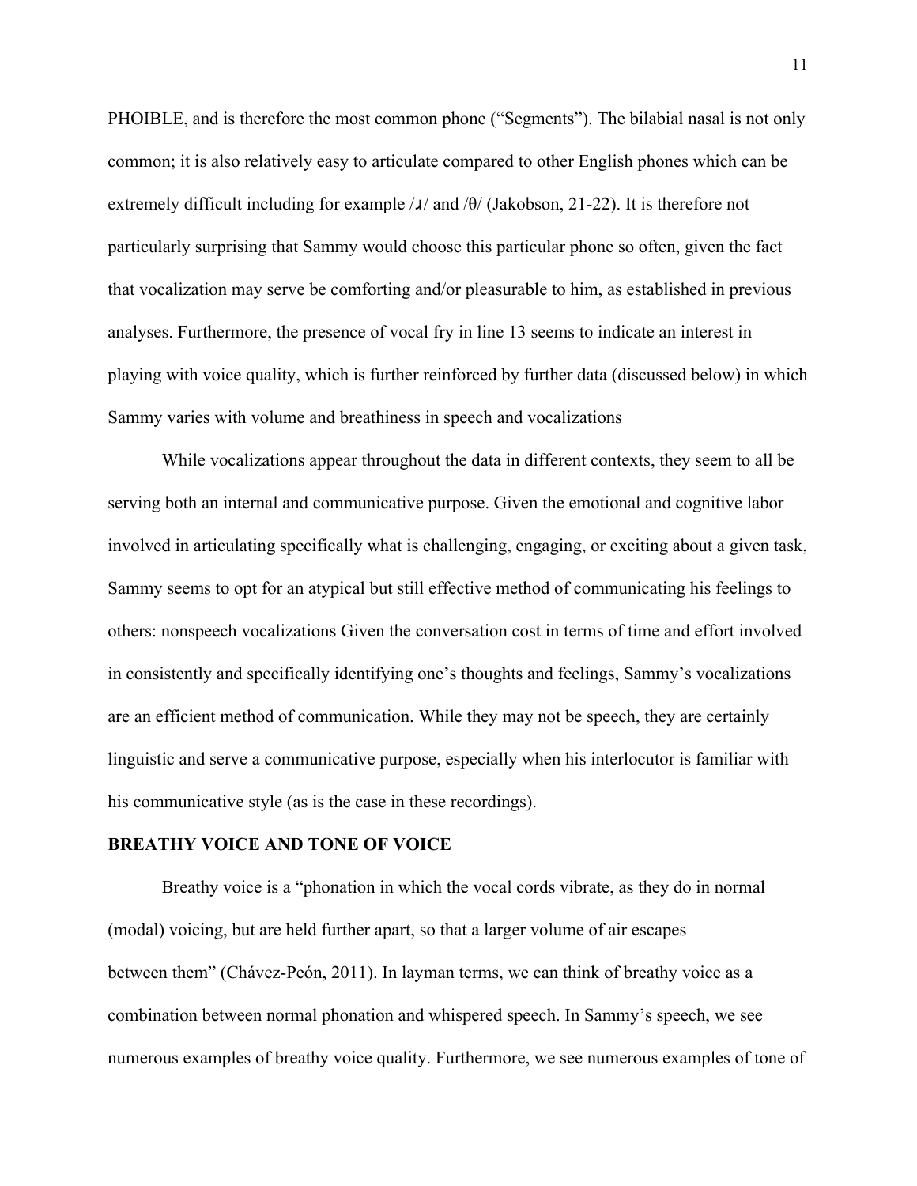PHOIBLE, and is therefore the most common phone ("Segments"). The bilabial nasal is not only common; it is also relatively easy to articulate compared to other English phones which can be extremely difficult including for example /ɹ/ and /θ/ (Jakobson, 21-22). It is therefore not particularly surprising that Sammy would choose this particular phone so often, given the fact that vocalization may serve be comforting and/or pleasurable to him, as established in previous analyses. Furthermore, the presence of vocal fry in line 13 seems to indicate an interest in playing with voice quality, which is further reinforced by further data (discussed below) in which Sammy varies with volume and breathiness in speech and vocalizations

While vocalizations appear throughout the data in different contexts, they seem to all be serving both an internal and communicative purpose. Given the emotional and cognitive labor involved in articulating specifically what is challenging, engaging, or exciting about a given task, Sammy seems to opt for an atypical but still effective method of communicating his feelings to others: nonspeech vocalizations Given the conversation cost in terms of time and effort involved in consistently and specifically identifying one's thoughts and feelings, Sammy's vocalizations are an efficient method of communication. While they may not be speech, they are certainly linguistic and serve a communicative purpose, especially when his interlocutor is familiar with his communicative style (as is the case in these recordings).

**BREATHY VOICE AND TONE OF VOICE**

Breathy voice is a "phonation in which the vocal cords vibrate, as they do in normal (modal) voicing, but are held further apart, so that a larger volume of air escapes between them" (Chávez-Peón, 2011). In layman terms, we can think of breathy voice as a combination between normal phonation and whispered speech. In Sammy's speech, we see numerous examples of breathy voice quality. Furthermore, we see numerous examples of tone of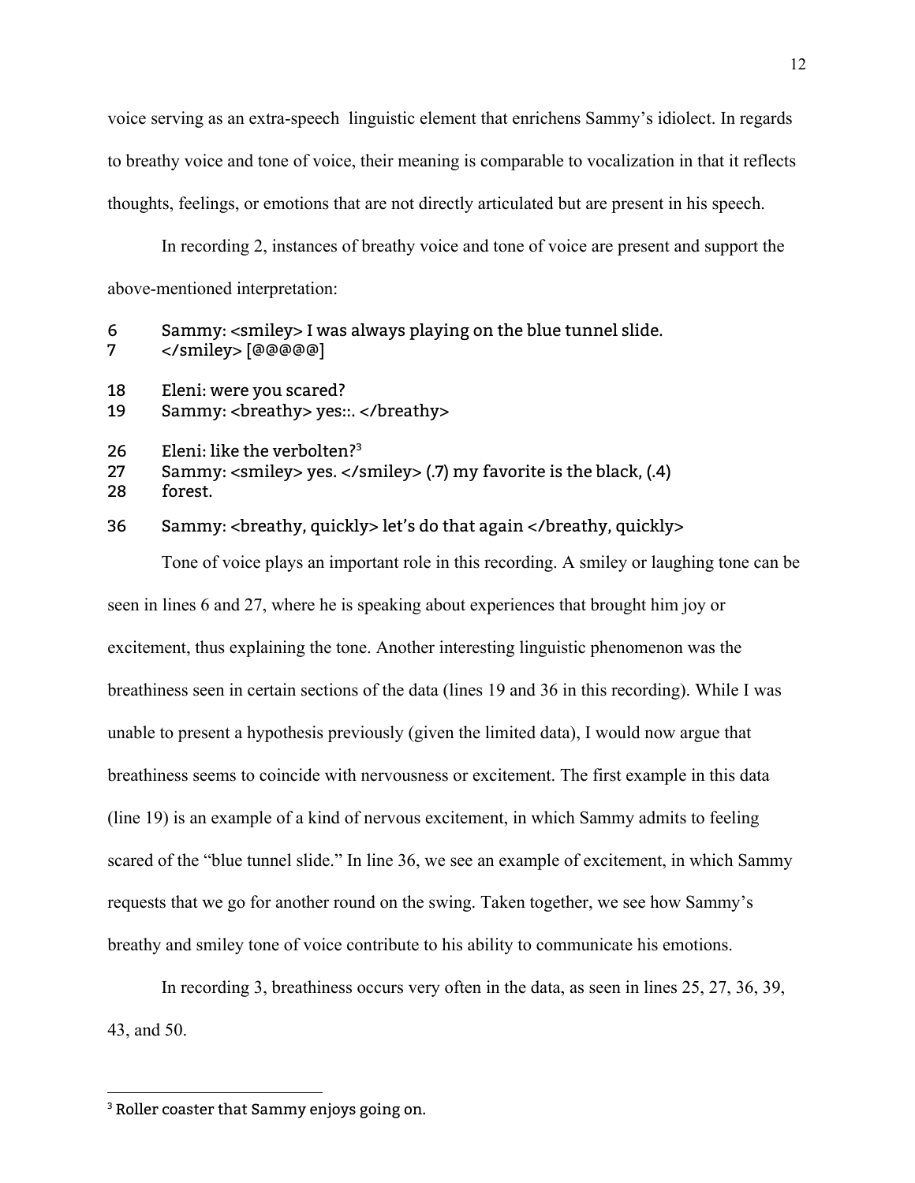voice serving as an extra-speech  linguistic element that enrichens Sammy's idiolect. In regards to breathy voice and tone of voice, their meaning is comparable to vocalization in that it reflects thoughts, feelings, or emotions that are not directly articulated but are present in his speech.

In recording 2, instances of breathy voice and tone of voice are present and support the above-mentioned interpretation:

```
6     Sammy: <smiley> I was always playing on the blue tunnel slide.
7     </smiley> [@@@@@]

18    Eleni: were you scared?
19    Sammy: <breathy> yes::. </breathy>

26    Eleni: like the verbolten?[3]
27    Sammy: <smiley> yes. </smiley> (.7) my favorite is the black, (.4)
28    forest.

36    Sammy: <breathy, quickly> let's do that again </breathy, quickly>
```

Tone of voice plays an important role in this recording. A smiley or laughing tone can be seen in lines 6 and 27, where he is speaking about experiences that brought him joy or excitement, thus explaining the tone. Another interesting linguistic phenomenon was the breathiness seen in certain sections of the data (lines 19 and 36 in this recording). While I was unable to present a hypothesis previously (given the limited data), I would now argue that breathiness seems to coincide with nervousness or excitement. The first example in this data (line 19) is an example of a kind of nervous excitement, in which Sammy admits to feeling scared of the "blue tunnel slide." In line 36, we see an example of excitement, in which Sammy requests that we go for another round on the swing. Taken together, we see how Sammy's breathy and smiley tone of voice contribute to his ability to communicate his emotions.

In recording 3, breathiness occurs very often in the data, as seen in lines 25, 27, 36, 39, 43, and 50.

[3] Roller coaster that Sammy enjoys going on.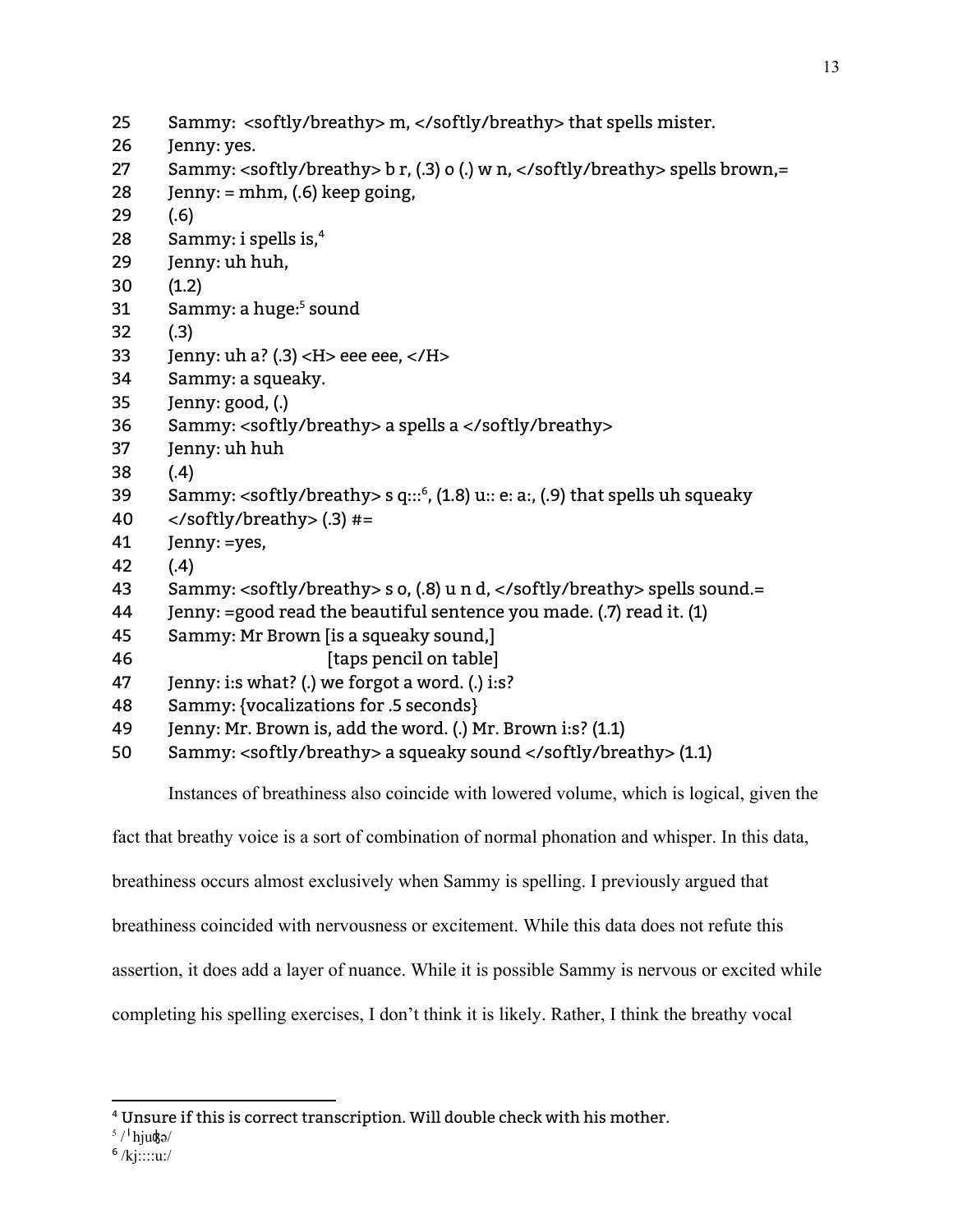25 Sammy: <softly/breathy> m, </softly/breathy> that spells mister.
26 Jenny: yes.
27 Sammy: <softly/breathy> b r, (.3) o (.) w n, </softly/breathy> spells brown,=
28 Jenny: = mhm, (.6) keep going,
29 (.6)
28 Sammy: i spells is,[4]
29 Jenny: uh huh,
30 (1.2)
31 Sammy: a huge:[5] sound
32 (.3)
33 Jenny: uh a? (.3) <H> eee eee, </H>
34 Sammy: a squeaky.
35 Jenny: good, (.)
36 Sammy: <softly/breathy> a spells a </softly/breathy>
37 Jenny: uh huh
38 (.4)
39 Sammy: <softly/breathy> s q:::[6], (1.8) u:: e: a:, (.9) that spells uh squeaky
40 </softly/breathy> (.3) #=
41 Jenny: =yes,
42 (.4)
43 Sammy: <softly/breathy> s o, (.8) u n d, </softly/breathy> spells sound.=
44 Jenny: =good read the beautiful sentence you made. (.7) read it. (1)
45 Sammy: Mr Brown [is a squeaky sound,]
46 [taps pencil on table]
47 Jenny: i:s what? (.) we forgot a word. (.) i:s?
48 Sammy: {vocalizations for .5 seconds}
49 Jenny: Mr. Brown is, add the word. (.) Mr. Brown i:s? (1.1)
50 Sammy: <softly/breathy> a squeaky sound </softly/breathy> (1.1)

Instances of breathiness also coincide with lowered volume, which is logical, given the fact that breathy voice is a sort of combination of normal phonation and whisper. In this data, breathiness occurs almost exclusively when Sammy is spelling. I previously argued that breathiness coincided with nervousness or excitement. While this data does not refute this assertion, it does add a layer of nuance. While it is possible Sammy is nervous or excited while completing his spelling exercises, I don't think it is likely. Rather, I think the breathy vocal

---

[4] Unsure if this is correct transcription. Will double check with his mother.

[5] /ˈhjuʤə/

[6] /kj::::uː/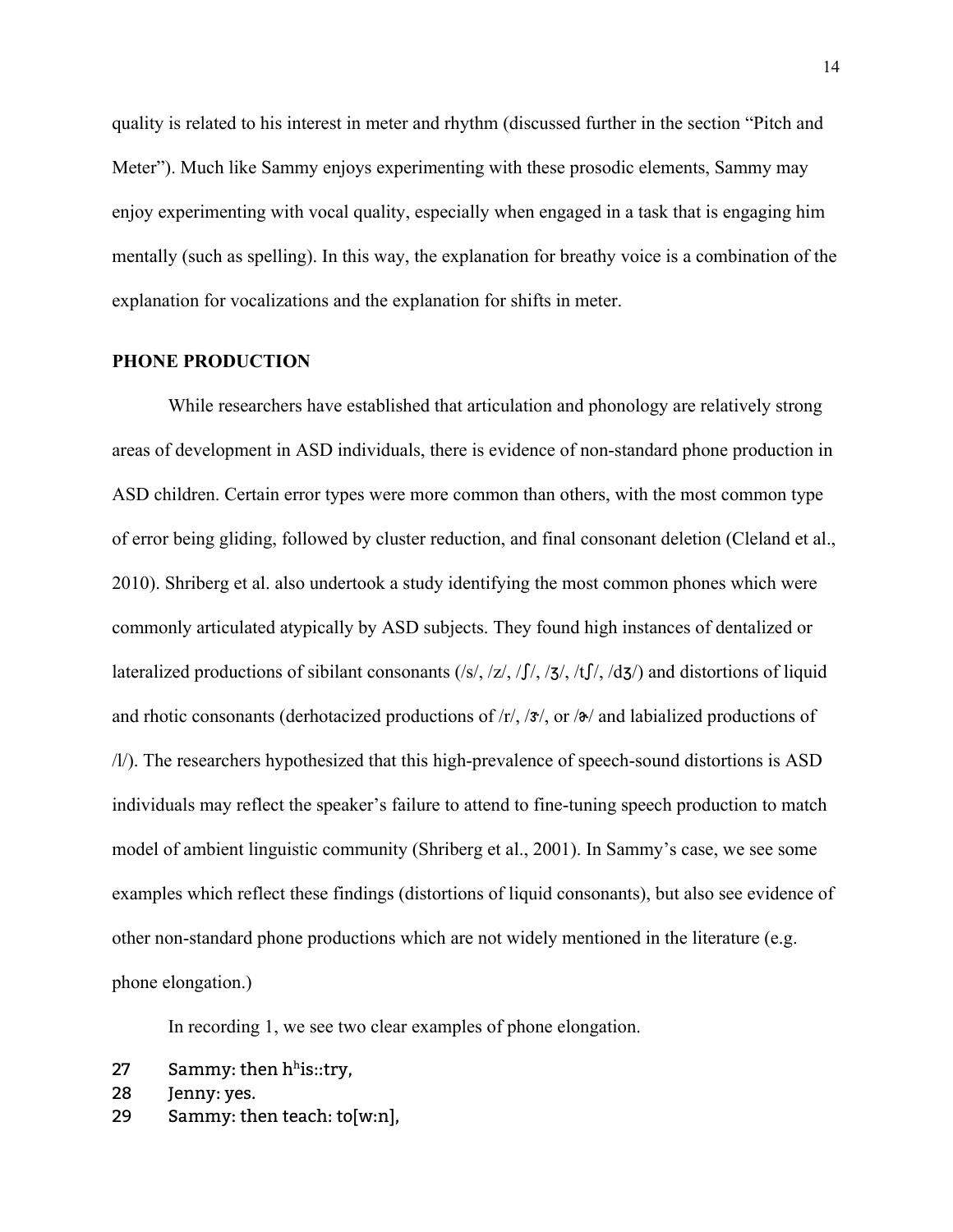quality is related to his interest in meter and rhythm (discussed further in the section "Pitch and Meter"). Much like Sammy enjoys experimenting with these prosodic elements, Sammy may enjoy experimenting with vocal quality, especially when engaged in a task that is engaging him mentally (such as spelling). In this way, the explanation for breathy voice is a combination of the explanation for vocalizations and the explanation for shifts in meter.

## PHONE PRODUCTION

While researchers have established that articulation and phonology are relatively strong areas of development in ASD individuals, there is evidence of non-standard phone production in ASD children. Certain error types were more common than others, with the most common type of error being gliding, followed by cluster reduction, and final consonant deletion (Cleland et al., 2010). Shriberg et al. also undertook a study identifying the most common phones which were commonly articulated atypically by ASD subjects. They found high instances of dentalized or lateralized productions of sibilant consonants (/s/, /z/, /ʃ/, /ʒ/, /tʃ/, /dʒ/) and distortions of liquid and rhotic consonants (derhotacized productions of /r/, /ɝ/, or /ɚ/ and labialized productions of /l/). The researchers hypothesized that this high-prevalence of speech-sound distortions is ASD individuals may reflect the speaker's failure to attend to fine-tuning speech production to match model of ambient linguistic community (Shriberg et al., 2001). In Sammy's case, we see some examples which reflect these findings (distortions of liquid consonants), but also see evidence of other non-standard phone productions which are not widely mentioned in the literature (e.g. phone elongation.)

In recording 1, we see two clear examples of phone elongation.

```
27    Sammy: then hʰis::try,
28    Jenny: yes.
29    Sammy: then teach: to[w:n],
```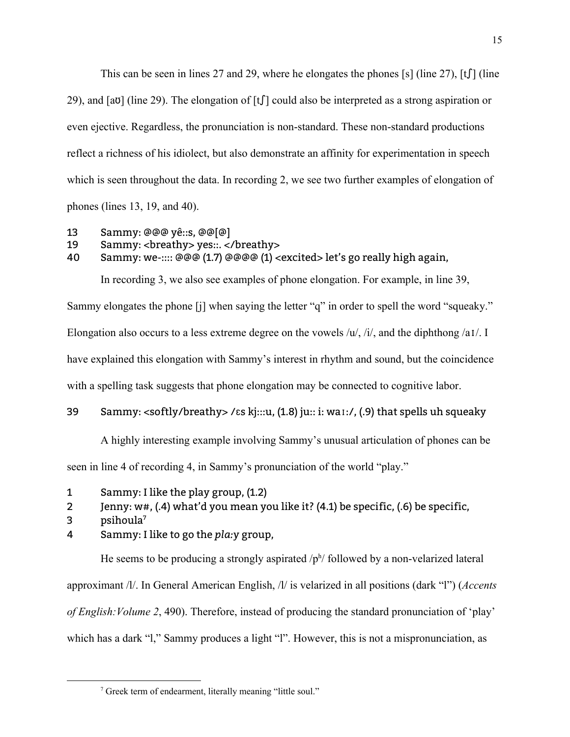This can be seen in lines 27 and 29, where he elongates the phones [s] (line 27), [tʃ] (line 29), and [aʊ] (line 29). The elongation of [tʃ] could also be interpreted as a strong aspiration or even ejective. Regardless, the pronunciation is non-standard. These non-standard productions reflect a richness of his idiolect, but also demonstrate an affinity for experimentation in speech which is seen throughout the data. In recording 2, we see two further examples of elongation of phones (lines 13, 19, and 40).

```
13    Sammy: @@@ yê::s, @@[@]
19    Sammy: <breathy> yes::. </breathy>
40    Sammy: we-:::: @@@ (1.7) @@@@ (1) <excited> let's go really high again,
```

In recording 3, we also see examples of phone elongation. For example, in line 39, Sammy elongates the phone [j] when saying the letter "q" in order to spell the word "squeaky." Elongation also occurs to a less extreme degree on the vowels /u/, /i/, and the diphthong /aɪ/. I have explained this elongation with Sammy's interest in rhythm and sound, but the coincidence with a spelling task suggests that phone elongation may be connected to cognitive labor.

```
39    Sammy: <softly/breathy> /ɛs kj:::u, (1.8) ju:: i: waɪ:/, (.9) that spells uh squeaky
```

A highly interesting example involving Sammy's unusual articulation of phones can be seen in line 4 of recording 4, in Sammy's pronunciation of the world "play."

```
1     Sammy: I like the play group, (1.2)
2     Jenny: w#, (.4) what'd you mean you like it? (4.1) be specific, (.6) be specific,
3     psihoula[7]
4     Sammy: I like to go the pla:y group,
```

He seems to be producing a strongly aspirated /pʰ/ followed by a non-velarized lateral approximant /l/. In General American English, /l/ is velarized in all positions (dark "l") (*Accents of English:Volume 2*, 490). Therefore, instead of producing the standard pronunciation of 'play' which has a dark "l," Sammy produces a light "l". However, this is not a mispronunciation, as

[7] Greek term of endearment, literally meaning "little soul."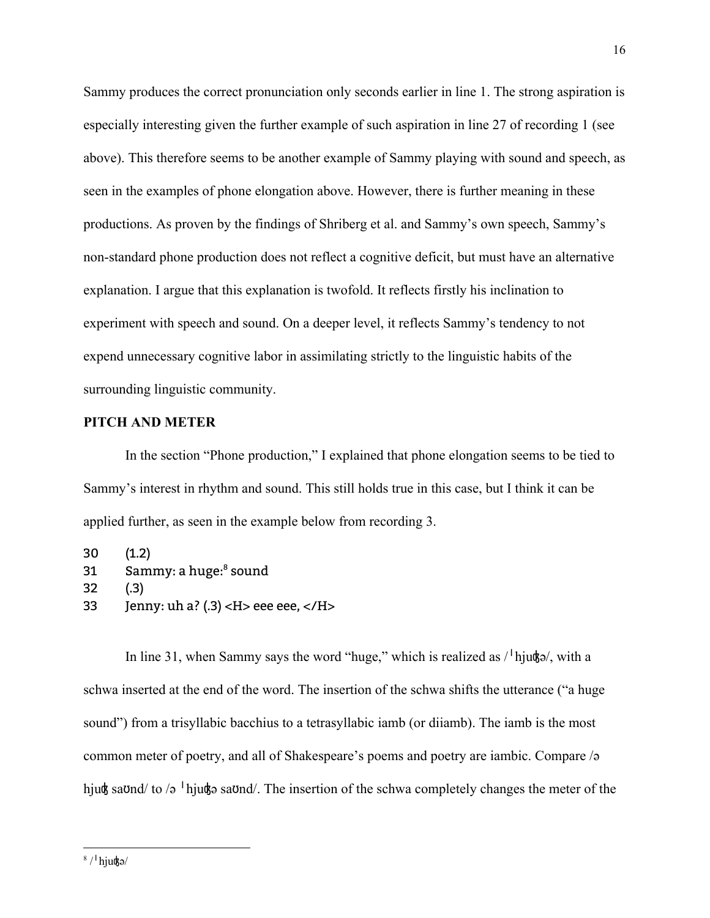Sammy produces the correct pronunciation only seconds earlier in line 1. The strong aspiration is especially interesting given the further example of such aspiration in line 27 of recording 1 (see above). This therefore seems to be another example of Sammy playing with sound and speech, as seen in the examples of phone elongation above. However, there is further meaning in these productions. As proven by the findings of Shriberg et al. and Sammy's own speech, Sammy's non-standard phone production does not reflect a cognitive deficit, but must have an alternative explanation. I argue that this explanation is twofold. It reflects firstly his inclination to experiment with speech and sound. On a deeper level, it reflects Sammy's tendency to not expend unnecessary cognitive labor in assimilating strictly to the linguistic habits of the surrounding linguistic community.

**PITCH AND METER**

In the section "Phone production," I explained that phone elongation seems to be tied to Sammy's interest in rhythm and sound. This still holds true in this case, but I think it can be applied further, as seen in the example below from recording 3.

```
30    (1.2)
31    Sammy: a huge:[8] sound
32    (.3)
33    Jenny: uh a? (.3) <H> eee eee, </H>
```

In line 31, when Sammy says the word "huge," which is realized as /ˈhjuʤə/, with a schwa inserted at the end of the word. The insertion of the schwa shifts the utterance ("a huge sound") from a trisyllabic bacchius to a tetrasyllabic iamb (or diiamb). The iamb is the most common meter of poetry, and all of Shakespeare's poems and poetry are iambic. Compare /ə hjuʤ saʊnd/ to /ə ˈhjuʤə saʊnd/. The insertion of the schwa completely changes the meter of the

---

[8] /ˈhjuʤə/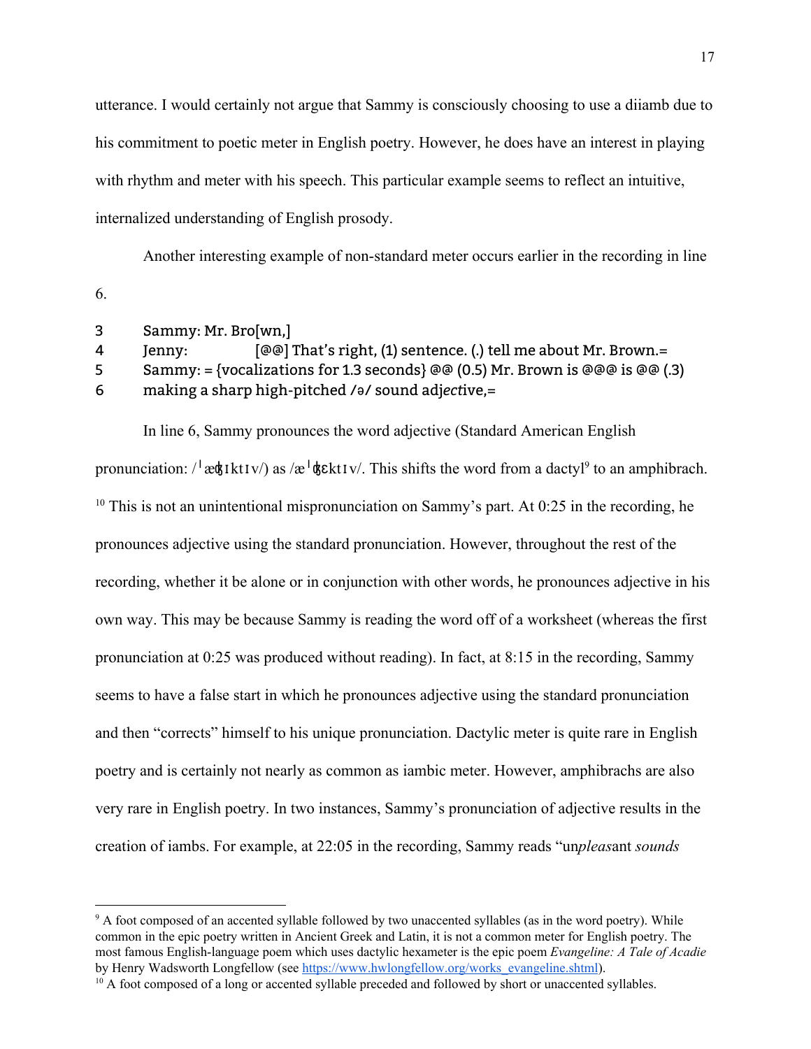utterance. I would certainly not argue that Sammy is consciously choosing to use a diiamb due to his commitment to poetic meter in English poetry. However, he does have an interest in playing with rhythm and meter with his speech. This particular example seems to reflect an intuitive, internalized understanding of English prosody.

Another interesting example of non-standard meter occurs earlier in the recording in line 6.

```
3    Sammy: Mr. Bro[wn,]
4    Jenny:           [@@] That's right, (1) sentence. (.) tell me about Mr. Brown.=
5    Sammy: = {vocalizations for 1.3 seconds} @@ (0.5) Mr. Brown is @@@ is @@ (.3)
6    making a sharp high-pitched /ə/ sound adjective,=
```

In line 6, Sammy pronounces the word adjective (Standard American English pronunciation: /ˈæʤɪktɪv/) as /æˈʤɛktɪv/. This shifts the word from a dactyl[9] to an amphibrach.[10] This is not an unintentional mispronunciation on Sammy's part. At 0:25 in the recording, he pronounces adjective using the standard pronunciation. However, throughout the rest of the recording, whether it be alone or in conjunction with other words, he pronounces adjective in his own way. This may be because Sammy is reading the word off of a worksheet (whereas the first pronunciation at 0:25 was produced without reading). In fact, at 8:15 in the recording, Sammy seems to have a false start in which he pronounces adjective using the standard pronunciation and then "corrects" himself to his unique pronunciation. Dactylic meter is quite rare in English poetry and is certainly not nearly as common as iambic meter. However, amphibrachs are also very rare in English poetry. In two instances, Sammy's pronunciation of adjective results in the creation of iambs. For example, at 22:05 in the recording, Sammy reads "un*pleas*ant *sounds*

---

[9] A foot composed of an accented syllable followed by two unaccented syllables (as in the word poetry). While common in the epic poetry written in Ancient Greek and Latin, it is not a common meter for English poetry. The most famous English-language poem which uses dactylic hexameter is the epic poem *Evangeline: A Tale of Acadie* by Henry Wadsworth Longfellow (see https://www.hwlongfellow.org/works_evangeline.shtml).

[10] A foot composed of a long or accented syllable preceded and followed by short or unaccented syllables.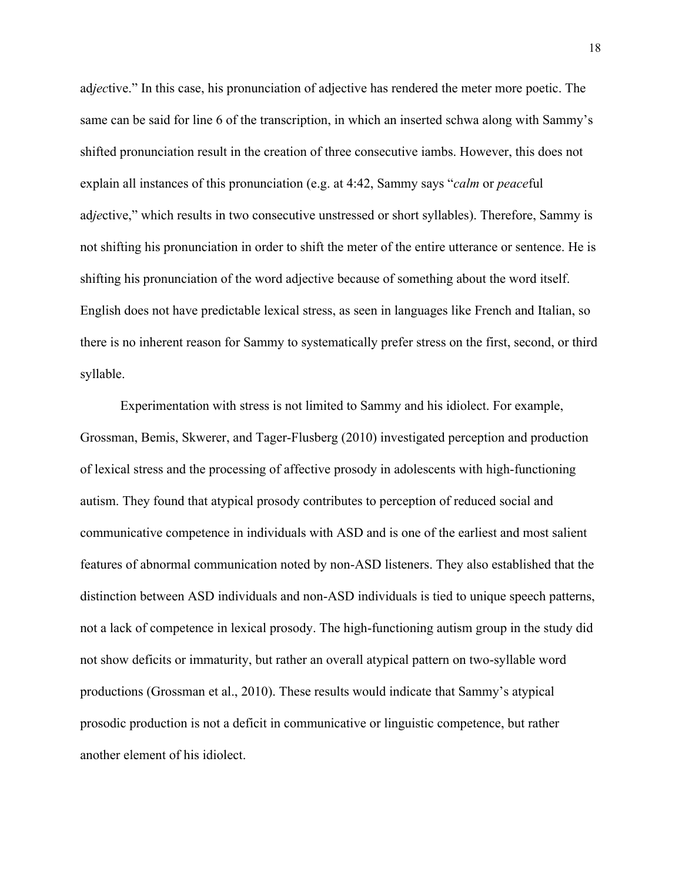ad*jec*tive." In this case, his pronunciation of adjective has rendered the meter more poetic. The same can be said for line 6 of the transcription, in which an inserted schwa along with Sammy's shifted pronunciation result in the creation of three consecutive iambs. However, this does not explain all instances of this pronunciation (e.g. at 4:42, Sammy says "*calm* or *peace*ful ad*je*ctive," which results in two consecutive unstressed or short syllables). Therefore, Sammy is not shifting his pronunciation in order to shift the meter of the entire utterance or sentence. He is shifting his pronunciation of the word adjective because of something about the word itself. English does not have predictable lexical stress, as seen in languages like French and Italian, so there is no inherent reason for Sammy to systematically prefer stress on the first, second, or third syllable.

Experimentation with stress is not limited to Sammy and his idiolect. For example, Grossman, Bemis, Skwerer, and Tager-Flusberg (2010) investigated perception and production of lexical stress and the processing of affective prosody in adolescents with high-functioning autism. They found that atypical prosody contributes to perception of reduced social and communicative competence in individuals with ASD and is one of the earliest and most salient features of abnormal communication noted by non-ASD listeners. They also established that the distinction between ASD individuals and non-ASD individuals is tied to unique speech patterns, not a lack of competence in lexical prosody. The high-functioning autism group in the study did not show deficits or immaturity, but rather an overall atypical pattern on two-syllable word productions (Grossman et al., 2010). These results would indicate that Sammy's atypical prosodic production is not a deficit in communicative or linguistic competence, but rather another element of his idiolect.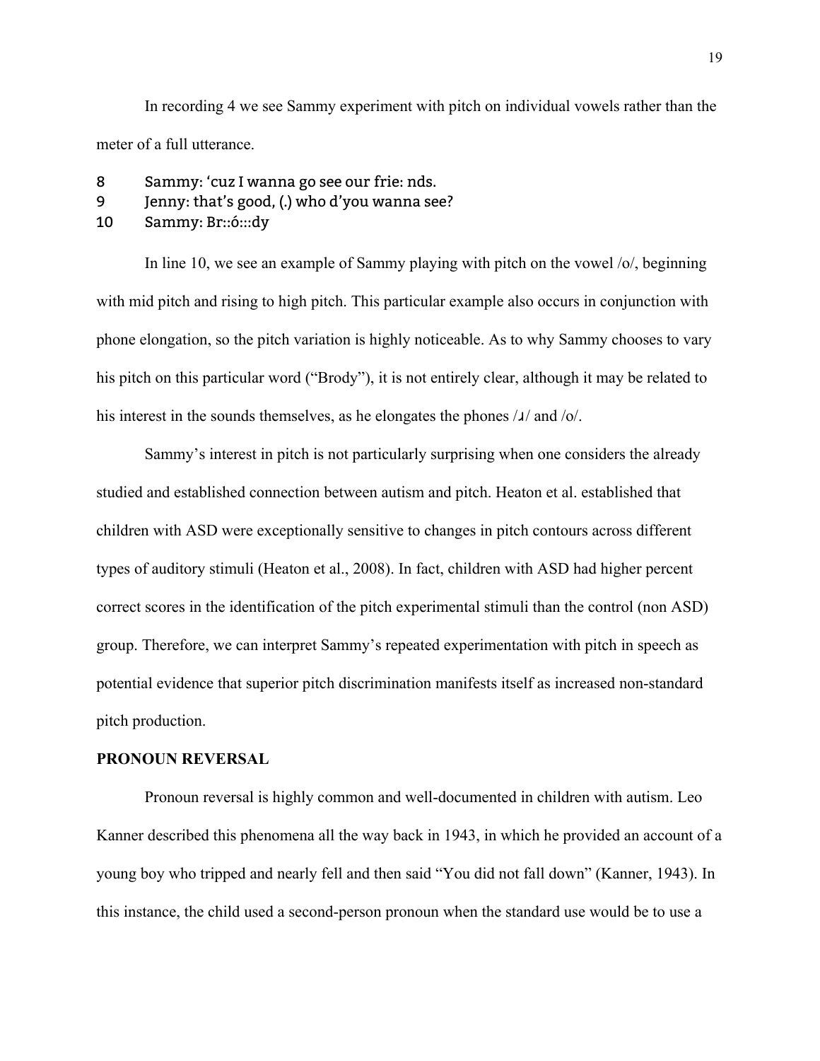In recording 4 we see Sammy experiment with pitch on individual vowels rather than the meter of a full utterance.

```
8       Sammy: 'cuz I wanna go see our frie: nds.
9       Jenny: that's good, (.) who d'you wanna see?
10      Sammy: Br::ó:::dy
```

In line 10, we see an example of Sammy playing with pitch on the vowel /o/, beginning with mid pitch and rising to high pitch. This particular example also occurs in conjunction with phone elongation, so the pitch variation is highly noticeable. As to why Sammy chooses to vary his pitch on this particular word ("Brody"), it is not entirely clear, although it may be related to his interest in the sounds themselves, as he elongates the phones /ɹ/ and /o/.

Sammy's interest in pitch is not particularly surprising when one considers the already studied and established connection between autism and pitch. Heaton et al. established that children with ASD were exceptionally sensitive to changes in pitch contours across different types of auditory stimuli (Heaton et al., 2008). In fact, children with ASD had higher percent correct scores in the identification of the pitch experimental stimuli than the control (non ASD) group. Therefore, we can interpret Sammy's repeated experimentation with pitch in speech as potential evidence that superior pitch discrimination manifests itself as increased non-standard pitch production.

## PRONOUN REVERSAL

Pronoun reversal is highly common and well-documented in children with autism. Leo Kanner described this phenomena all the way back in 1943, in which he provided an account of a young boy who tripped and nearly fell and then said "You did not fall down" (Kanner, 1943). In this instance, the child used a second-person pronoun when the standard use would be to use a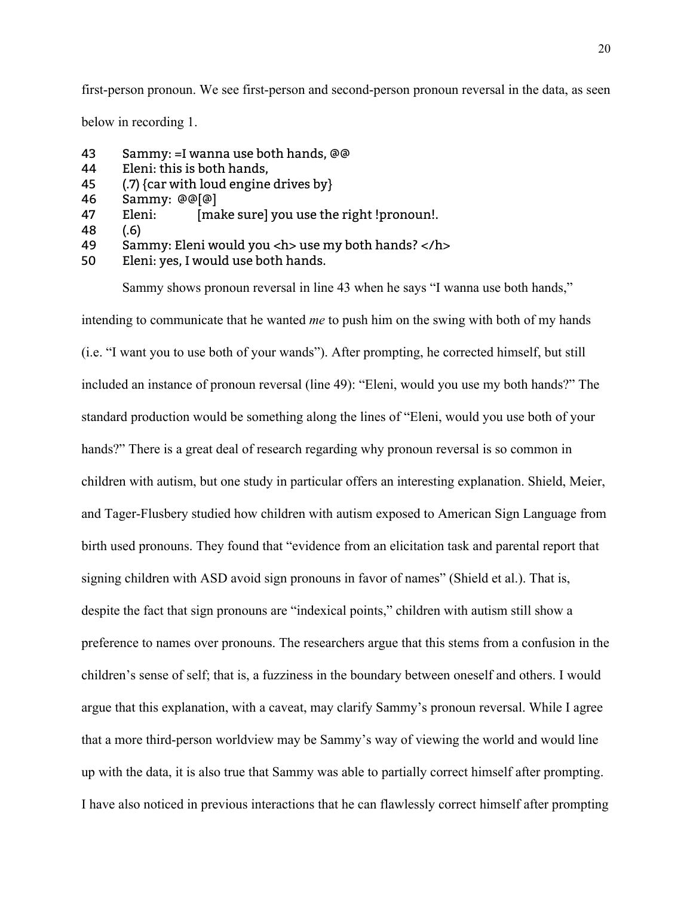first-person pronoun. We see first-person and second-person pronoun reversal in the data, as seen below in recording 1.

```
43	Sammy: =I wanna use both hands, @@
44	Eleni: this is both hands,
45	(.7) {car with loud engine drives by}
46	Sammy:  @@[@]
47	Eleni:		[make sure] you use the right !pronoun!.
48	(.6)
49	Sammy: Eleni would you <h> use my both hands? </h>
50	Eleni: yes, I would use both hands.
```

Sammy shows pronoun reversal in line 43 when he says "I wanna use both hands," intending to communicate that he wanted *me* to push him on the swing with both of my hands (i.e. "I want you to use both of your wands"). After prompting, he corrected himself, but still included an instance of pronoun reversal (line 49): "Eleni, would you use my both hands?" The standard production would be something along the lines of "Eleni, would you use both of your hands?" There is a great deal of research regarding why pronoun reversal is so common in children with autism, but one study in particular offers an interesting explanation. Shield, Meier, and Tager-Flusbery studied how children with autism exposed to American Sign Language from birth used pronouns. They found that "evidence from an elicitation task and parental report that signing children with ASD avoid sign pronouns in favor of names" (Shield et al.). That is, despite the fact that sign pronouns are "indexical points," children with autism still show a preference to names over pronouns. The researchers argue that this stems from a confusion in the children's sense of self; that is, a fuzziness in the boundary between oneself and others. I would argue that this explanation, with a caveat, may clarify Sammy's pronoun reversal. While I agree that a more third-person worldview may be Sammy's way of viewing the world and would line up with the data, it is also true that Sammy was able to partially correct himself after prompting. I have also noticed in previous interactions that he can flawlessly correct himself after prompting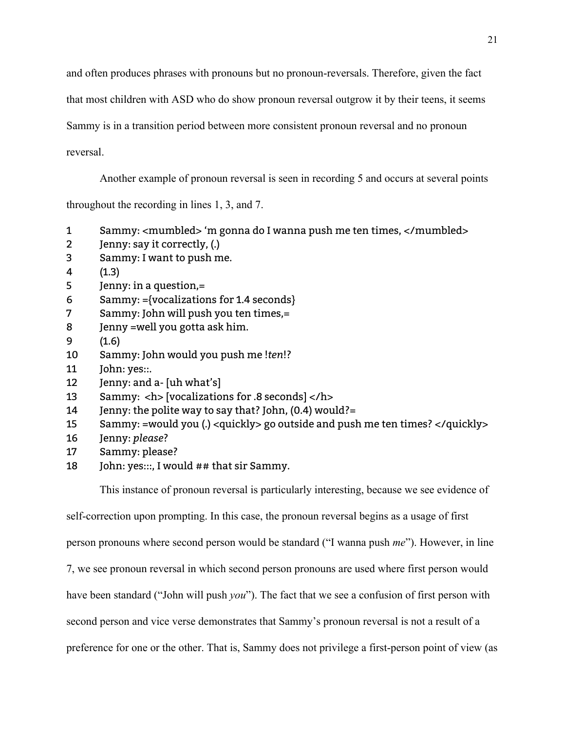and often produces phrases with pronouns but no pronoun-reversals. Therefore, given the fact that most children with ASD who do show pronoun reversal outgrow it by their teens, it seems Sammy is in a transition period between more consistent pronoun reversal and no pronoun reversal.

Another example of pronoun reversal is seen in recording 5 and occurs at several points throughout the recording in lines 1, 3, and 7.

```
1    Sammy: <mumbled> 'm gonna do I wanna push me ten times, </mumbled>
2    Jenny: say it correctly, (.)
3    Sammy: I want to push me.
4    (1.3)
5    Jenny: in a question,=
6    Sammy: ={vocalizations for 1.4 seconds}
7    Sammy: John will push you ten times,=
8    Jenny =well you gotta ask him.
9    (1.6)
10   Sammy: John would you push me !ten!?
11   John: yes::.
12   Jenny: and a- [uh what's]
13   Sammy:  <h> [vocalizations for .8 seconds] </h>
14   Jenny: the polite way to say that? John, (0.4) would?=
15   Sammy: =would you (.) <quickly> go outside and push me ten times? </quickly>
16   Jenny: please?
17   Sammy: please?
18   John: yes:::, I would ## that sir Sammy.
```

This instance of pronoun reversal is particularly interesting, because we see evidence of self-correction upon prompting. In this case, the pronoun reversal begins as a usage of first person pronouns where second person would be standard ("I wanna push *me*"). However, in line 7, we see pronoun reversal in which second person pronouns are used where first person would have been standard ("John will push *you*"). The fact that we see a confusion of first person with second person and vice verse demonstrates that Sammy's pronoun reversal is not a result of a preference for one or the other. That is, Sammy does not privilege a first-person point of view (as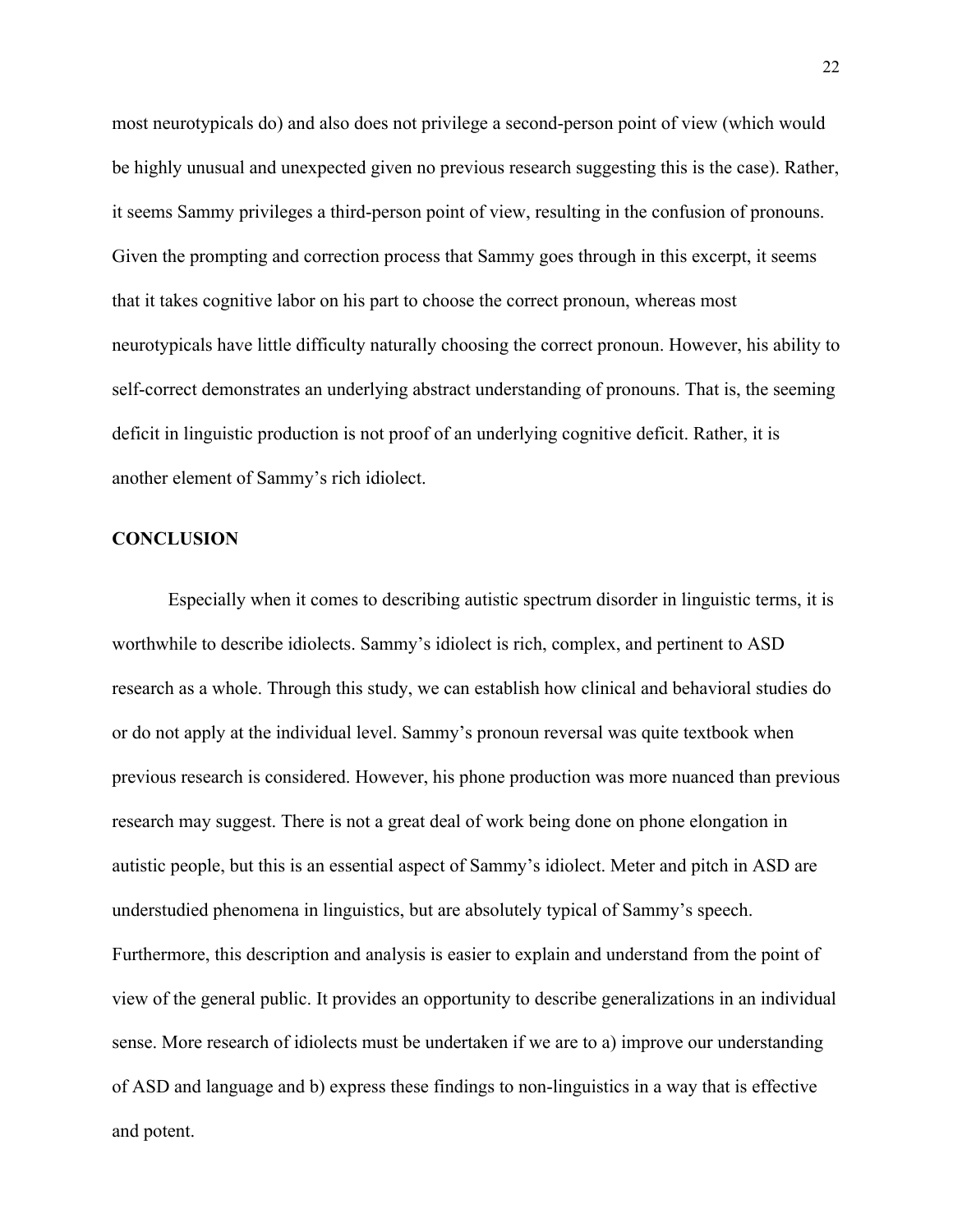most neurotypicals do) and also does not privilege a second-person point of view (which would be highly unusual and unexpected given no previous research suggesting this is the case). Rather, it seems Sammy privileges a third-person point of view, resulting in the confusion of pronouns. Given the prompting and correction process that Sammy goes through in this excerpt, it seems that it takes cognitive labor on his part to choose the correct pronoun, whereas most neurotypicals have little difficulty naturally choosing the correct pronoun. However, his ability to self-correct demonstrates an underlying abstract understanding of pronouns. That is, the seeming deficit in linguistic production is not proof of an underlying cognitive deficit. Rather, it is another element of Sammy's rich idiolect.

## CONCLUSION

Especially when it comes to describing autistic spectrum disorder in linguistic terms, it is worthwhile to describe idiolects. Sammy's idiolect is rich, complex, and pertinent to ASD research as a whole. Through this study, we can establish how clinical and behavioral studies do or do not apply at the individual level. Sammy's pronoun reversal was quite textbook when previous research is considered. However, his phone production was more nuanced than previous research may suggest. There is not a great deal of work being done on phone elongation in autistic people, but this is an essential aspect of Sammy's idiolect. Meter and pitch in ASD are understudied phenomena in linguistics, but are absolutely typical of Sammy's speech. Furthermore, this description and analysis is easier to explain and understand from the point of view of the general public. It provides an opportunity to describe generalizations in an individual sense. More research of idiolects must be undertaken if we are to a) improve our understanding of ASD and language and b) express these findings to non-linguistics in a way that is effective and potent.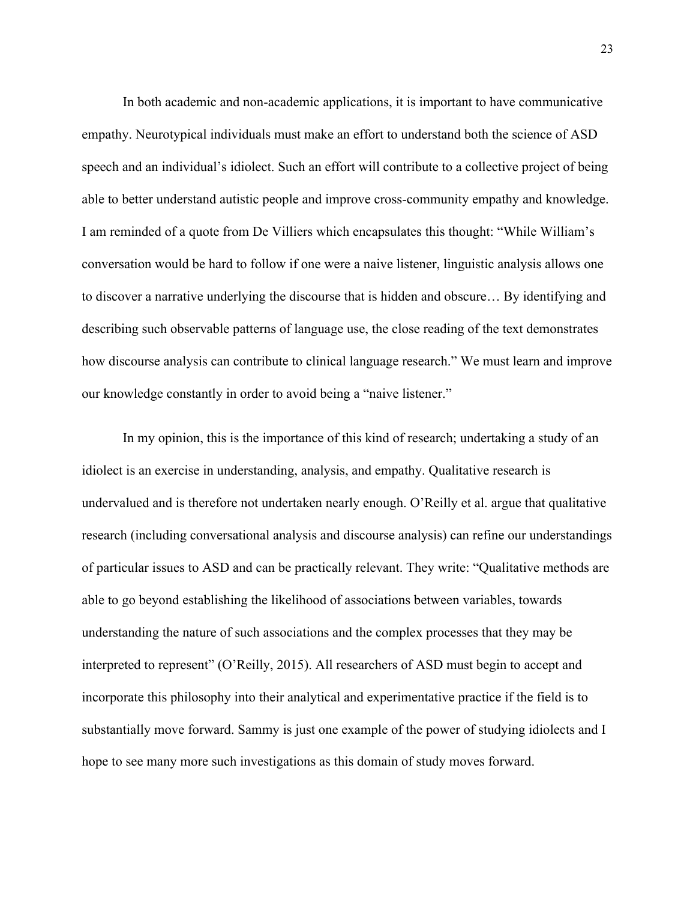In both academic and non-academic applications, it is important to have communicative empathy. Neurotypical individuals must make an effort to understand both the science of ASD speech and an individual's idiolect. Such an effort will contribute to a collective project of being able to better understand autistic people and improve cross-community empathy and knowledge. I am reminded of a quote from De Villiers which encapsulates this thought: "While William's conversation would be hard to follow if one were a naive listener, linguistic analysis allows one to discover a narrative underlying the discourse that is hidden and obscure… By identifying and describing such observable patterns of language use, the close reading of the text demonstrates how discourse analysis can contribute to clinical language research." We must learn and improve our knowledge constantly in order to avoid being a "naive listener."

In my opinion, this is the importance of this kind of research; undertaking a study of an idiolect is an exercise in understanding, analysis, and empathy. Qualitative research is undervalued and is therefore not undertaken nearly enough. O'Reilly et al. argue that qualitative research (including conversational analysis and discourse analysis) can refine our understandings of particular issues to ASD and can be practically relevant. They write: "Qualitative methods are able to go beyond establishing the likelihood of associations between variables, towards understanding the nature of such associations and the complex processes that they may be interpreted to represent" (O'Reilly, 2015). All researchers of ASD must begin to accept and incorporate this philosophy into their analytical and experimentative practice if the field is to substantially move forward. Sammy is just one example of the power of studying idiolects and I hope to see many more such investigations as this domain of study moves forward.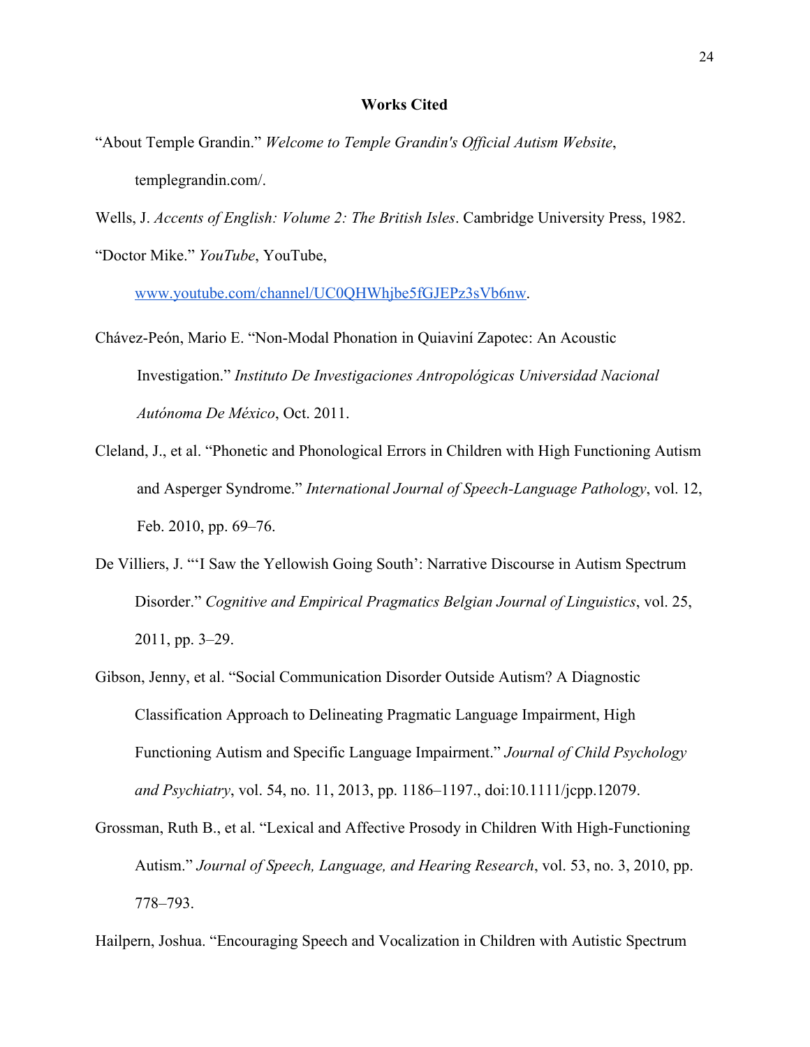**Works Cited**

"About Temple Grandin." *Welcome to Temple Grandin's Official Autism Website*, templegrandin.com/.

Wells, J. *Accents of English: Volume 2: The British Isles*. Cambridge University Press, 1982.

"Doctor Mike." *YouTube*, YouTube, www.youtube.com/channel/UC0QHWhjbe5fGJEPz3sVb6nw.

Chávez-Peón, Mario E. "Non-Modal Phonation in Quiaviní Zapotec: An Acoustic Investigation." *Instituto De Investigaciones Antropológicas Universidad Nacional Autónoma De México*, Oct. 2011.

Cleland, J., et al. "Phonetic and Phonological Errors in Children with High Functioning Autism and Asperger Syndrome." *International Journal of Speech-Language Pathology*, vol. 12, Feb. 2010, pp. 69–76.

De Villiers, J. "'I Saw the Yellowish Going South': Narrative Discourse in Autism Spectrum Disorder." *Cognitive and Empirical Pragmatics Belgian Journal of Linguistics*, vol. 25, 2011, pp. 3–29.

Gibson, Jenny, et al. "Social Communication Disorder Outside Autism? A Diagnostic Classification Approach to Delineating Pragmatic Language Impairment, High Functioning Autism and Specific Language Impairment." *Journal of Child Psychology and Psychiatry*, vol. 54, no. 11, 2013, pp. 1186–1197., doi:10.1111/jcpp.12079.

Grossman, Ruth B., et al. "Lexical and Affective Prosody in Children With High-Functioning Autism." *Journal of Speech, Language, and Hearing Research*, vol. 53, no. 3, 2010, pp. 778–793.

Hailpern, Joshua. "Encouraging Speech and Vocalization in Children with Autistic Spectrum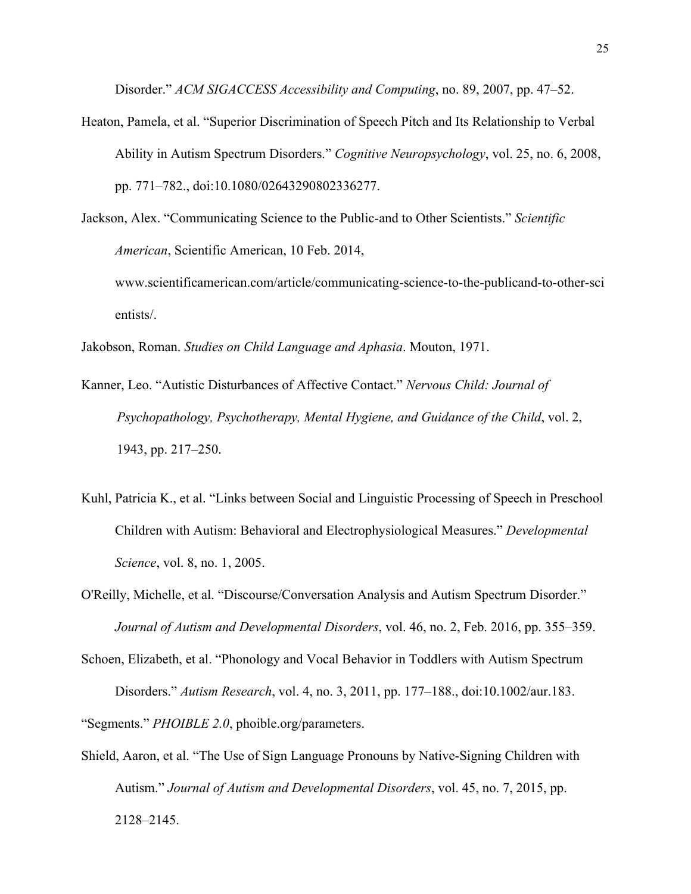Disorder." *ACM SIGACCESS Accessibility and Computing*, no. 89, 2007, pp. 47–52.

Heaton, Pamela, et al. "Superior Discrimination of Speech Pitch and Its Relationship to Verbal Ability in Autism Spectrum Disorders." *Cognitive Neuropsychology*, vol. 25, no. 6, 2008, pp. 771–782., doi:10.1080/02643290802336277.

Jackson, Alex. "Communicating Science to the Public-and to Other Scientists." *Scientific American*, Scientific American, 10 Feb. 2014, www.scientificamerican.com/article/communicating-science-to-the-publicand-to-other-scientists/.

Jakobson, Roman. *Studies on Child Language and Aphasia*. Mouton, 1971.

Kanner, Leo. "Autistic Disturbances of Affective Contact." *Nervous Child: Journal of Psychopathology, Psychotherapy, Mental Hygiene, and Guidance of the Child*, vol. 2, 1943, pp. 217–250.

Kuhl, Patricia K., et al. "Links between Social and Linguistic Processing of Speech in Preschool Children with Autism: Behavioral and Electrophysiological Measures." *Developmental Science*, vol. 8, no. 1, 2005.

O'Reilly, Michelle, et al. "Discourse/Conversation Analysis and Autism Spectrum Disorder." *Journal of Autism and Developmental Disorders*, vol. 46, no. 2, Feb. 2016, pp. 355–359.

Schoen, Elizabeth, et al. "Phonology and Vocal Behavior in Toddlers with Autism Spectrum Disorders." *Autism Research*, vol. 4, no. 3, 2011, pp. 177–188., doi:10.1002/aur.183.

"Segments." *PHOIBLE 2.0*, phoible.org/parameters.

Shield, Aaron, et al. "The Use of Sign Language Pronouns by Native-Signing Children with Autism." *Journal of Autism and Developmental Disorders*, vol. 45, no. 7, 2015, pp. 2128–2145.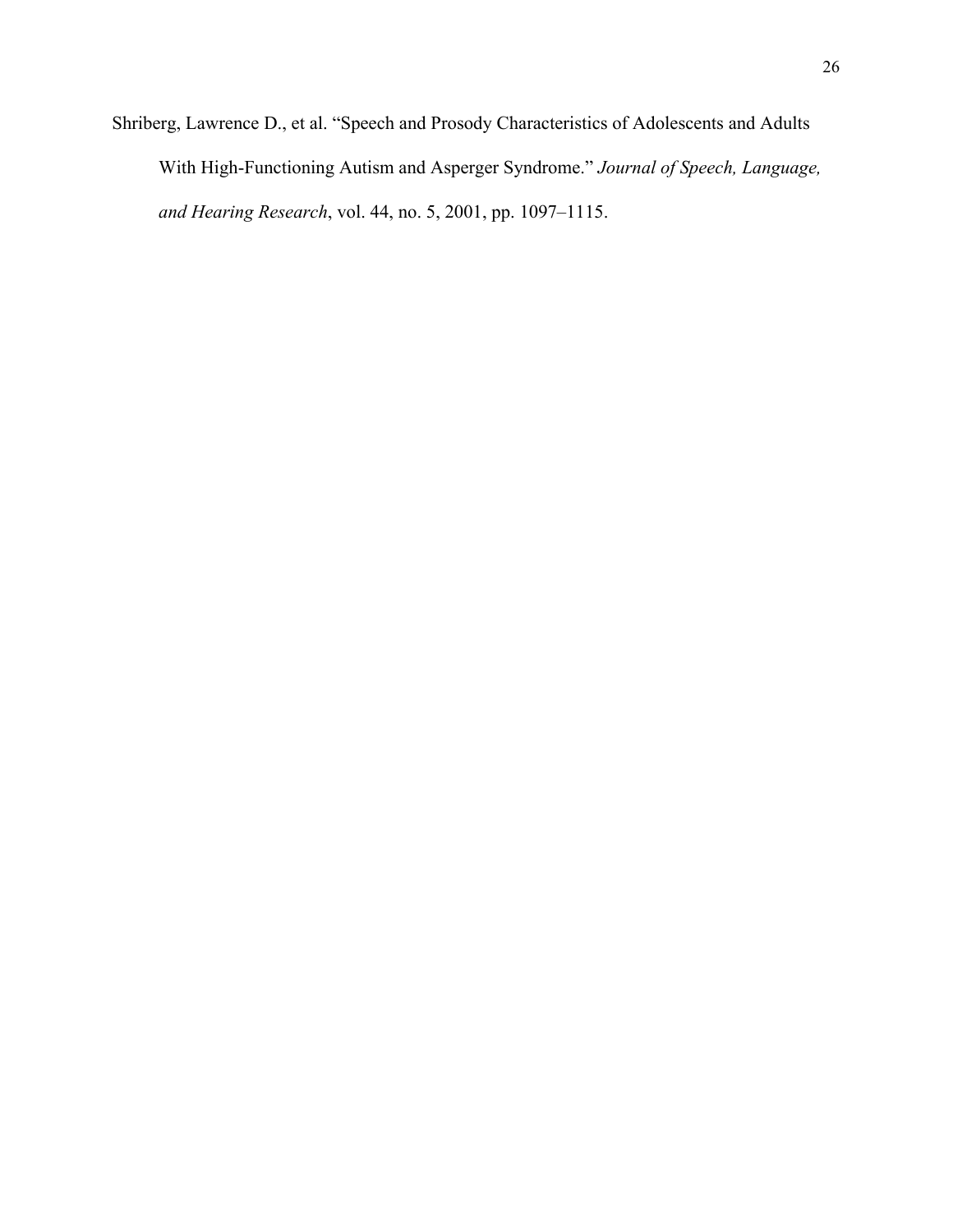Shriberg, Lawrence D., et al. "Speech and Prosody Characteristics of Adolescents and Adults With High-Functioning Autism and Asperger Syndrome." *Journal of Speech, Language, and Hearing Research*, vol. 44, no. 5, 2001, pp. 1097–1115.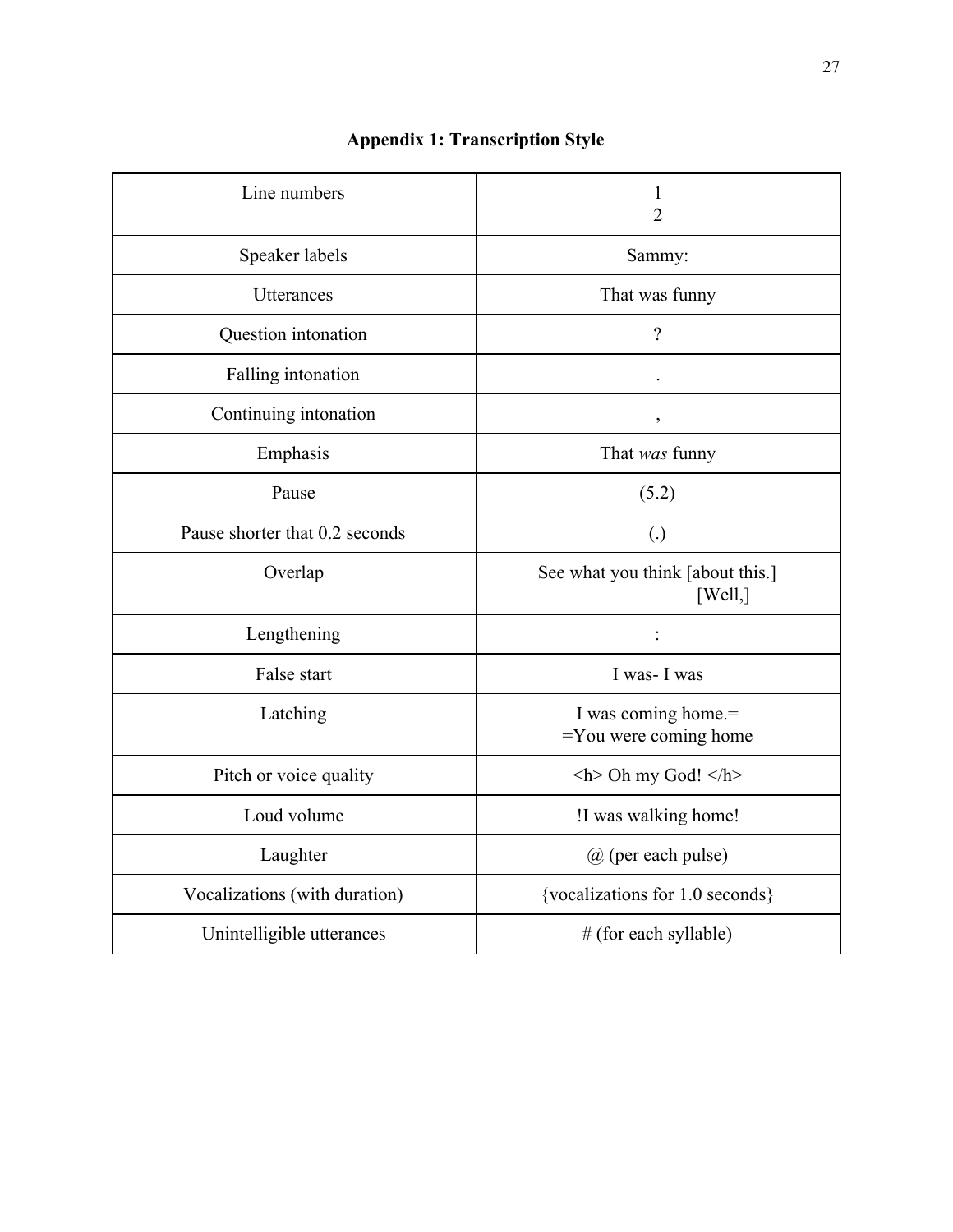## Appendix 1: Transcription Style

| | |
|---|---|
| Line numbers | 1<br>2 |
| Speaker labels | Sammy: |
| Utterances | That was funny |
| Question intonation | ? |
| Falling intonation | . |
| Continuing intonation | , |
| Emphasis | That *was* funny |
| Pause | (5.2) |
| Pause shorter that 0.2 seconds | (.) |
| Overlap | See what you think [about this.]<br>[Well,] |
| Lengthening | : |
| False start | I was- I was |
| Latching | I was coming home.=<br>=You were coming home |
| Pitch or voice quality | <h> Oh my God! </h> |
| Loud volume | !I was walking home! |
| Laughter | @ (per each pulse) |
| Vocalizations (with duration) | {vocalizations for 1.0 seconds} |
| Unintelligible utterances | # (for each syllable) |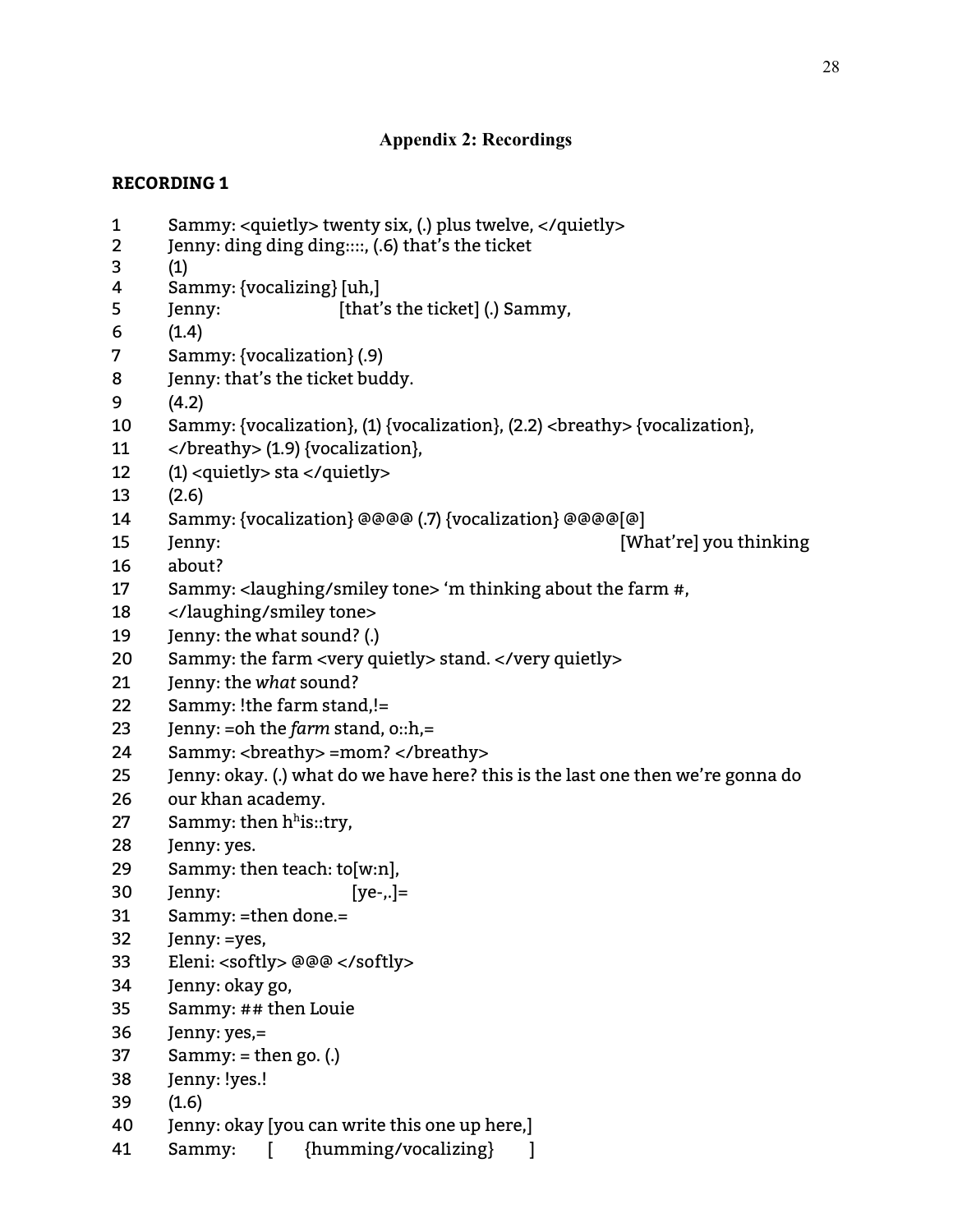# Appendix 2: Recordings

## RECORDING 1

```
1	Sammy: <quietly> twenty six, (.) plus twelve, </quietly>
2	Jenny: ding ding ding::::, (.6) that's the ticket
3	(1)
4	Sammy: {vocalizing} [uh,]
5	Jenny:                    [that's the ticket] (.) Sammy,
6	(1.4)
7	Sammy: {vocalization} (.9)
8	Jenny: that's the ticket buddy.
9	(4.2)
10	Sammy: {vocalization}, (1) {vocalization}, (2.2) <breathy> {vocalization},
11	</breathy> (1.9) {vocalization},
12	(1) <quietly> sta </quietly>
13	(2.6)
14	Sammy: {vocalization} @@@@ (.7) {vocalization} @@@@[@]
15	Jenny:                                                  [What're] you thinking
16	about?
17	Sammy: <laughing/smiley tone> 'm thinking about the farm #,
18	</laughing/smiley tone>
19	Jenny: the what sound? (.)
20	Sammy: the farm <very quietly> stand. </very quietly>
21	Jenny: the what sound?
22	Sammy: !the farm stand,!=
23	Jenny: =oh the farm stand, o::h,=
24	Sammy: <breathy> =mom? </breathy>
25	Jenny: okay. (.) what do we have here? this is the last one then we're gonna do
26	our khan academy.
27	Sammy: then hʰis::try,
28	Jenny: yes.
29	Sammy: then teach: to[w:n],
30	Jenny:                   [ye-,.]=
31	Sammy: =then done.=
32	Jenny: =yes,
33	Eleni: <softly> @@@ </softly>
34	Jenny: okay go,
35	Sammy: ## then Louie
36	Jenny: yes,=
37	Sammy: = then go. (.)
38	Jenny: !yes.!
39	(1.6)
40	Jenny: okay [you can write this one up here,]
41	Sammy:      [    {humming/vocalizing}       ]
```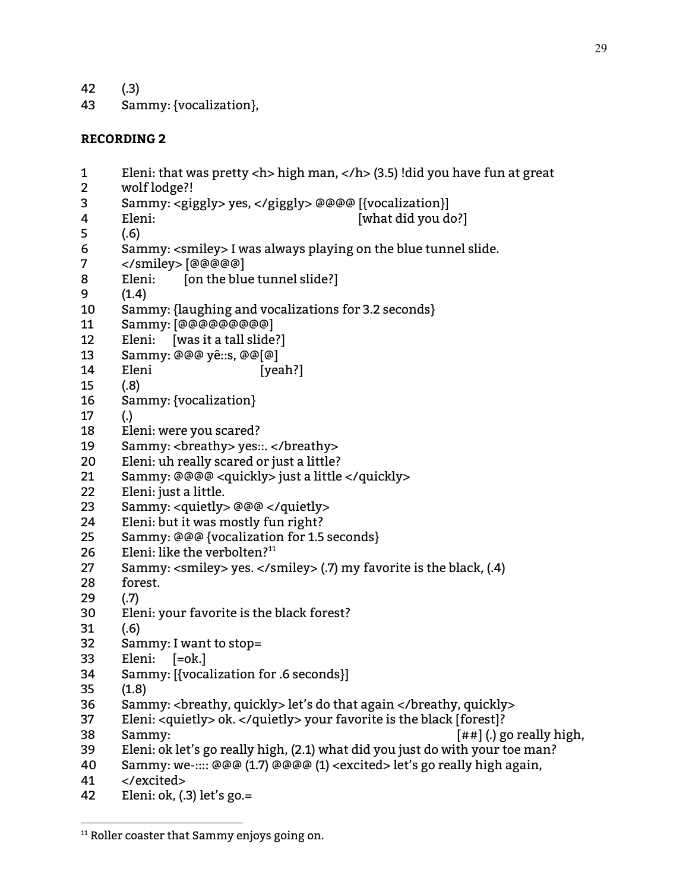42 (.3)
43 Sammy: {vocalization},

**RECORDING 2**

```
1    Eleni: that was pretty <h> high man, </h> (3.5) !did you have fun at great
2    wolf lodge?!
3    Sammy: <giggly> yes, </giggly> @@@@ [{vocalization}]
4    Eleni:                                          [what did you do?]
5    (.6)
6    Sammy: <smiley> I was always playing on the blue tunnel slide.
7    </smiley> [@@@@@]
8    Eleni:      [on the blue tunnel slide?]
9    (1.4)
10   Sammy: {laughing and vocalizations for 3.2 seconds}
11   Sammy: [@@@@@@@@@]
12   Eleni:   [was it a tall slide?]
13   Sammy: @@@ yê::s, @@[@]
14   Eleni                    [yeah?]
15   (.8)
16   Sammy: {vocalization}
17   (.)
18   Eleni: were you scared?
19   Sammy: <breathy> yes::. </breathy>
20   Eleni: uh really scared or just a little?
21   Sammy: @@@@ <quickly> just a little </quickly>
22   Eleni: just a little.
23   Sammy: <quietly> @@@ </quietly>
24   Eleni: but it was mostly fun right?
25   Sammy: @@@ {vocalization for 1.5 seconds}
26   Eleni: like the verbolten?[11]
27   Sammy: <smiley> yes. </smiley> (.7) my favorite is the black, (.4)
28   forest.
29   (.7)
30   Eleni: your favorite is the black forest?
31   (.6)
32   Sammy: I want to stop=
33   Eleni:   [=ok.]
34   Sammy: [{vocalization for .6 seconds}]
35   (1.8)
36   Sammy: <breathy, quickly> let's do that again </breathy, quickly>
37   Eleni: <quietly> ok. </quietly> your favorite is the black [forest]?
38   Sammy:                                                      [##] (.) go really high,
39   Eleni: ok let's go really high, (2.1) what did you just do with your toe man?
40   Sammy: we-:::: @@@ (1.7) @@@@ (1) <excited> let's go really high again,
41   </excited>
42   Eleni: ok, (.3) let's go.=
```

[11] Roller coaster that Sammy enjoys going on.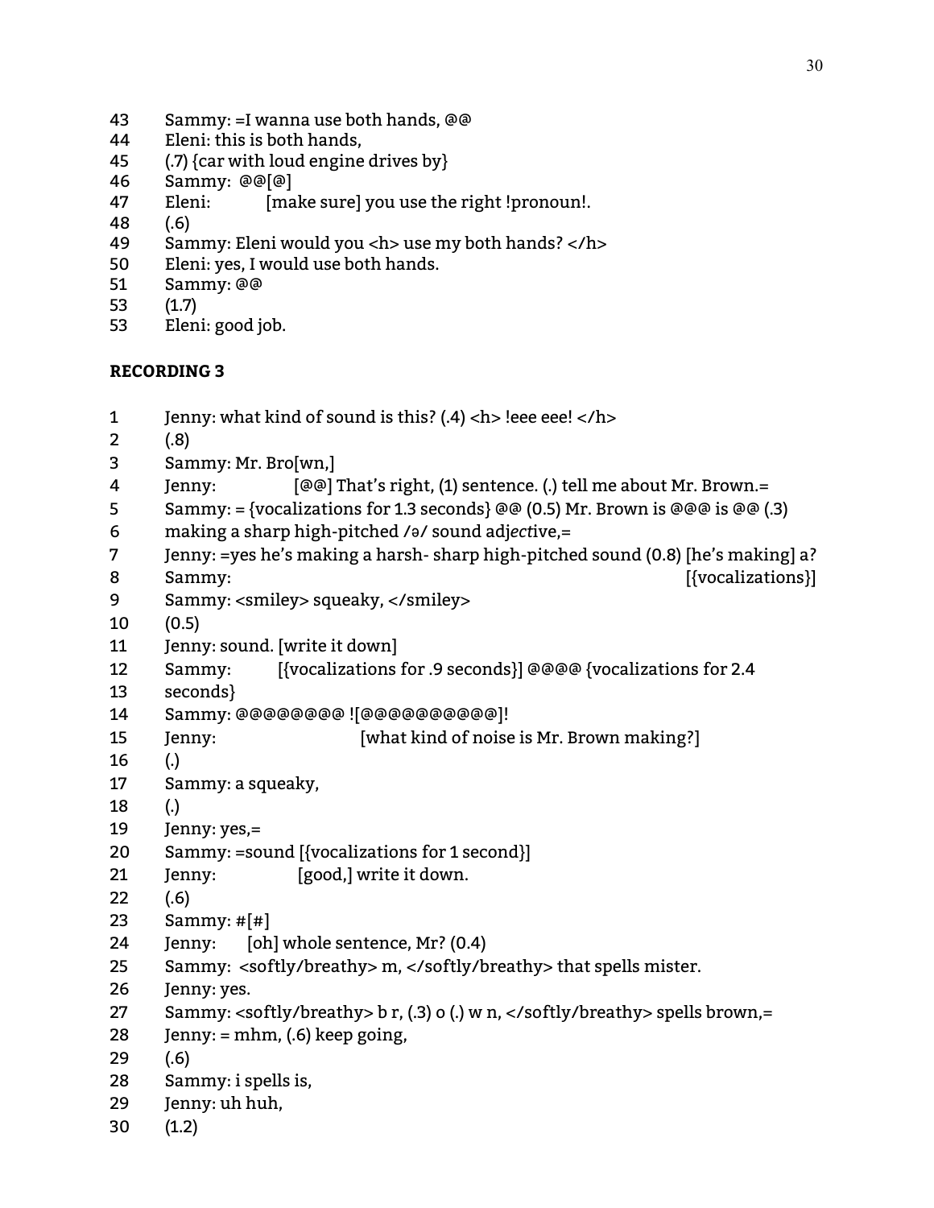43	Sammy: =I wanna use both hands, @@
44	Eleni: this is both hands,
45	(.7) {car with loud engine drives by}
46	Sammy: @@[@]
47	Eleni:	[make sure] you use the right !pronoun!.
48	(.6)
49	Sammy: Eleni would you <h> use my both hands? </h>
50	Eleni: yes, I would use both hands.
51	Sammy: @@
53	(1.7)
53	Eleni: good job.

**RECORDING 3**

1	Jenny: what kind of sound is this? (.4) <h> !eee eee! </h>
2	(.8)
3	Sammy: Mr. Bro[wn,]
4	Jenny:	[@@] That's right, (1) sentence. (.) tell me about Mr. Brown.=
5	Sammy: = {vocalizations for 1.3 seconds} @@ (0.5) Mr. Brown is @@@ is @@ (.3)
6	making a sharp high-pitched /ə/ sound adj*ect*ive,=
7	Jenny: =yes he's making a harsh- sharp high-pitched sound (0.8) [he's making] a?
8	Sammy:	[{vocalizations}]
9	Sammy: <smiley> squeaky, </smiley>
10	(0.5)
11	Jenny: sound. [write it down]
12	Sammy:	[{vocalizations for .9 seconds}] @@@@ {vocalizations for 2.4
13	seconds}
14	Sammy: @@@@@@@@ ![@@@@@@@@@@]!
15	Jenny:	[what kind of noise is Mr. Brown making?]
16	(.)
17	Sammy: a squeaky,
18	(.)
19	Jenny: yes,=
20	Sammy: =sound [{vocalizations for 1 second}]
21	Jenny:	[good,] write it down.
22	(.6)
23	Sammy: #[#]
24	Jenny:	[oh] whole sentence, Mr? (0.4)
25	Sammy: <softly/breathy> m, </softly/breathy> that spells mister.
26	Jenny: yes.
27	Sammy: <softly/breathy> b r, (.3) o (.) w n, </softly/breathy> spells brown,=
28	Jenny: = mhm, (.6) keep going,
29	(.6)
28	Sammy: i spells is,
29	Jenny: uh huh,
30	(1.2)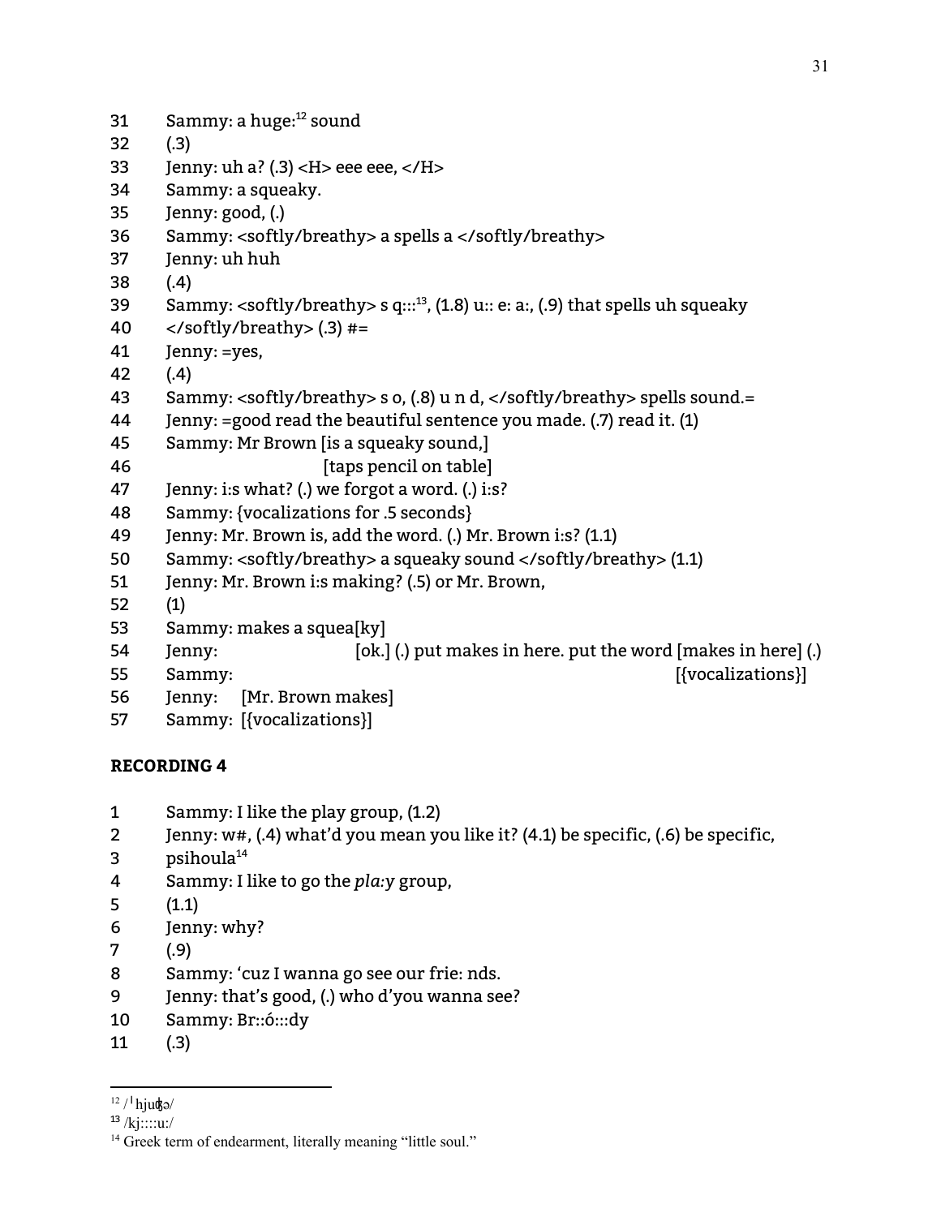31 Sammy: a huge:[12] sound
32 (.3)
33 Jenny: uh a? (.3) <H> eee eee, </H>
34 Sammy: a squeaky.
35 Jenny: good, (.)
36 Sammy: <softly/breathy> a spells a </softly/breathy>
37 Jenny: uh huh
38 (.4)
39 Sammy: <softly/breathy> s q:::[13], (1.8) u:: e: a:, (.9) that spells uh squeaky
40 </softly/breathy> (.3) #=
41 Jenny: =yes,
42 (.4)
43 Sammy: <softly/breathy> s o, (.8) u n d, </softly/breathy> spells sound.=
44 Jenny: =good read the beautiful sentence you made. (.7) read it. (1)
45 Sammy: Mr Brown [is a squeaky sound,]
46                                 [taps pencil on table]
47 Jenny: i:s what? (.) we forgot a word. (.) i:s?
48 Sammy: {vocalizations for .5 seconds}
49 Jenny: Mr. Brown is, add the word. (.) Mr. Brown i:s? (1.1)
50 Sammy: <softly/breathy> a squeaky sound </softly/breathy> (1.1)
51 Jenny: Mr. Brown i:s making? (.5) or Mr. Brown,
52 (1)
53 Sammy: makes a squea[ky]
54 Jenny:                         [ok.] (.) put makes in here. put the word [makes in here] (.)
55 Sammy:                                                                                   [{vocalizations}]
56 Jenny:    [Mr. Brown makes]
57 Sammy:  [{vocalizations}]

**RECORDING 4**

1 Sammy: I like the play group, (1.2)
2 Jenny: w#, (.4) what'd you mean you like it? (4.1) be specific, (.6) be specific,
3 psihoula[14]
4 Sammy: I like to go the *pla:y* group,
5 (1.1)
6 Jenny: why?
7 (.9)
8 Sammy: 'cuz I wanna go see our frie: nds.
9 Jenny: that's good, (.) who d'you wanna see?
10 Sammy: Br::ó:::dy
11 (.3)

---

[12] /ˈhjuʤə/

[13] /kj::::u:/

[14] Greek term of endearment, literally meaning "little soul."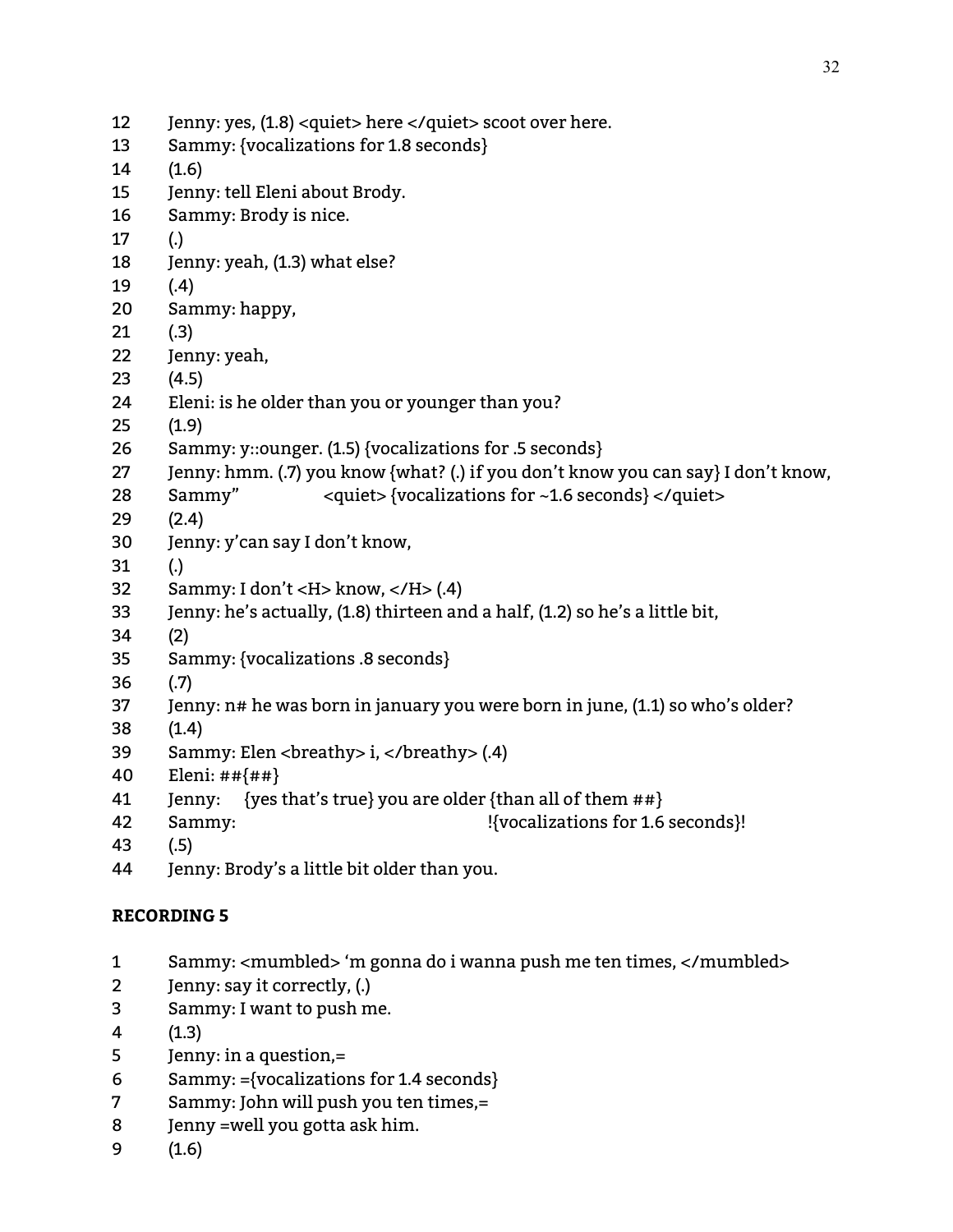12 Jenny: yes, (1.8) <quiet> here </quiet> scoot over here.
13 Sammy: {vocalizations for 1.8 seconds}
14 (1.6)
15 Jenny: tell Eleni about Brody.
16 Sammy: Brody is nice.
17 (.)
18 Jenny: yeah, (1.3) what else?
19 (.4)
20 Sammy: happy,
21 (.3)
22 Jenny: yeah,
23 (4.5)
24 Eleni: is he older than you or younger than you?
25 (1.9)
26 Sammy: y::ounger. (1.5) {vocalizations for .5 seconds}
27 Jenny: hmm. (.7) you know {what? (.) if you don't know you can say} I don't know,
28 Sammy" <quiet> {vocalizations for ~1.6 seconds} </quiet>
29 (2.4)
30 Jenny: y'can say I don't know,
31 (.)
32 Sammy: I don't <H> know, </H> (.4)
33 Jenny: he's actually, (1.8) thirteen and a half, (1.2) so he's a little bit,
34 (2)
35 Sammy: {vocalizations .8 seconds}
36 (.7)
37 Jenny: n# he was born in january you were born in june, (1.1) so who's older?
38 (1.4)
39 Sammy: Elen <breathy> i, </breathy> (.4)
40 Eleni: ##{##}
41 Jenny: {yes that's true} you are older {than all of them ##}
42 Sammy: !{vocalizations for 1.6 seconds}!
43 (.5)
44 Jenny: Brody's a little bit older than you.

**RECORDING 5**

1 Sammy: <mumbled> 'm gonna do i wanna push me ten times, </mumbled>
2 Jenny: say it correctly, (.)
3 Sammy: I want to push me.
4 (1.3)
5 Jenny: in a question,=
6 Sammy: ={vocalizations for 1.4 seconds}
7 Sammy: John will push you ten times,=
8 Jenny =well you gotta ask him.
9 (1.6)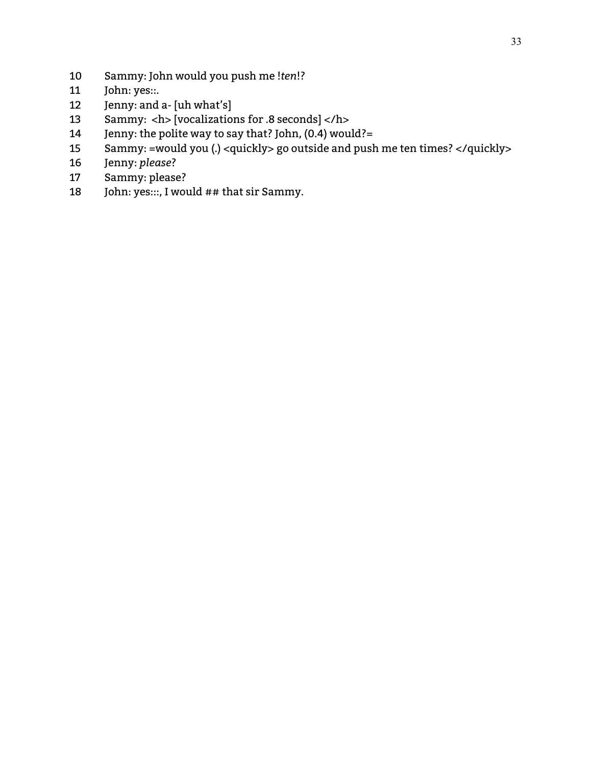10 Sammy: John would you push me !*ten*!?
11 John: yes::.
12 Jenny: and a- [uh what's]
13 Sammy: <h> [vocalizations for .8 seconds] </h>
14 Jenny: the polite way to say that? John, (0.4) would?=
15 Sammy: =would you (.) <quickly> go outside and push me ten times? </quickly>
16 Jenny: *please*?
17 Sammy: please?
18 John: yes:::, I would ## that sir Sammy.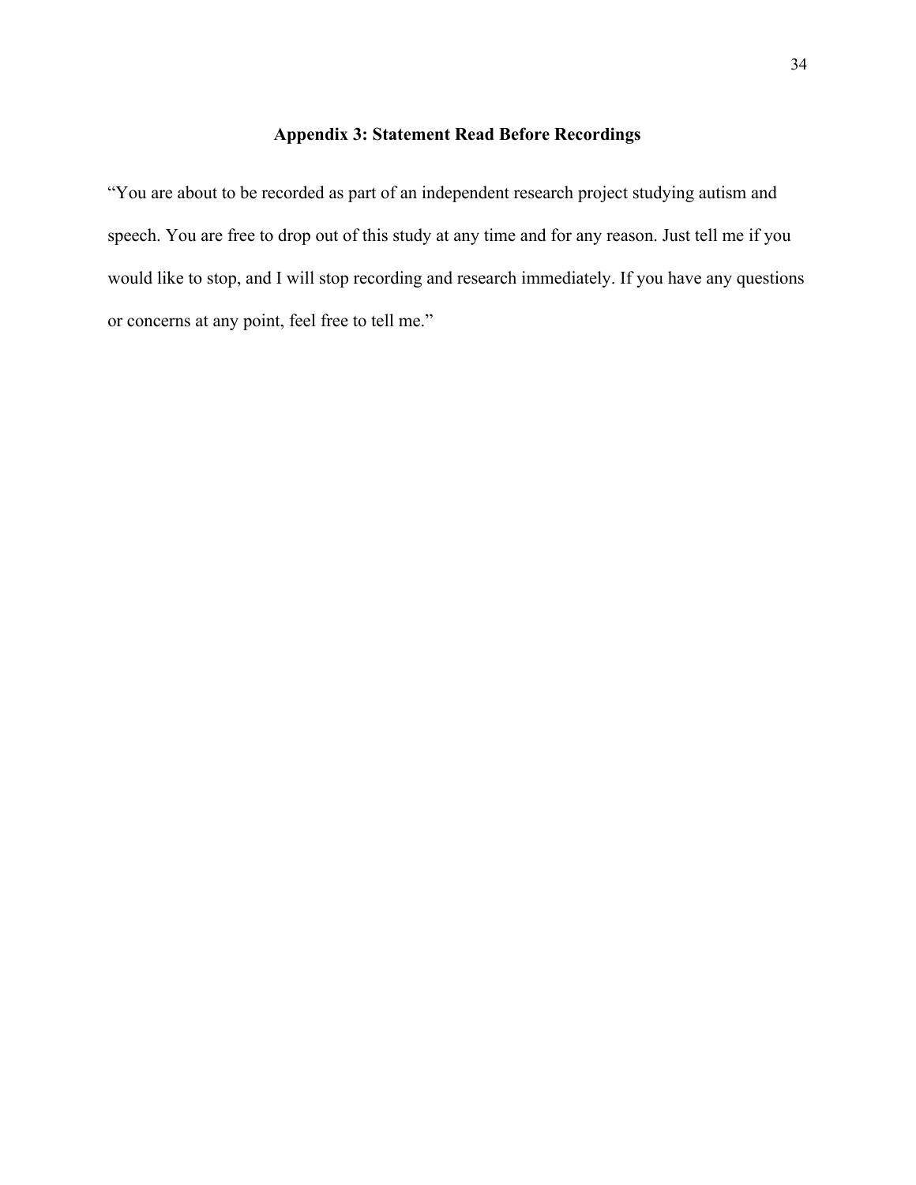## Appendix 3: Statement Read Before Recordings

"You are about to be recorded as part of an independent research project studying autism and speech. You are free to drop out of this study at any time and for any reason. Just tell me if you would like to stop, and I will stop recording and research immediately. If you have any questions or concerns at any point, feel free to tell me."